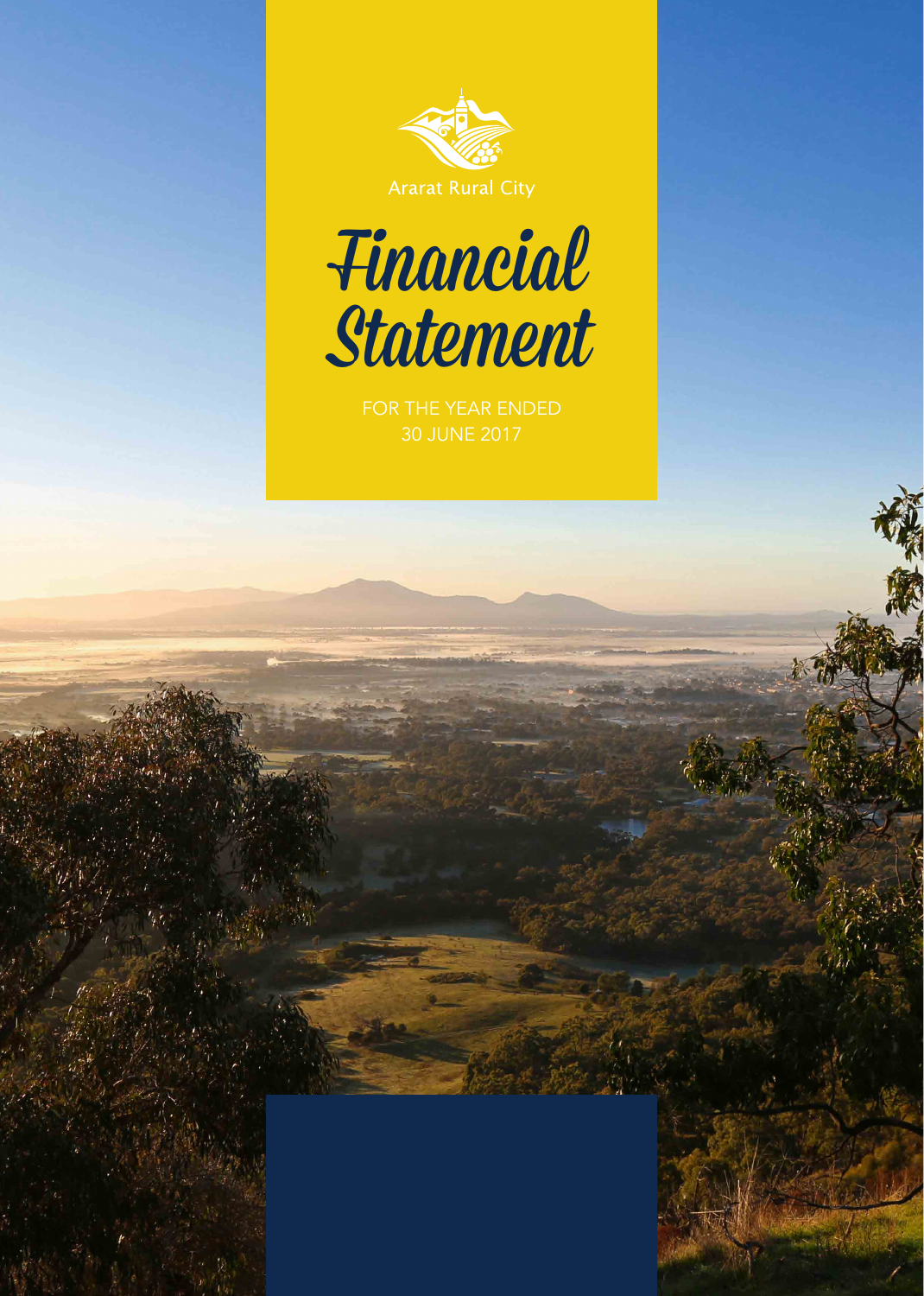Ararat Rural City

# Financial Statement

FOR THE YEAR ENDED 30 JUNE 2017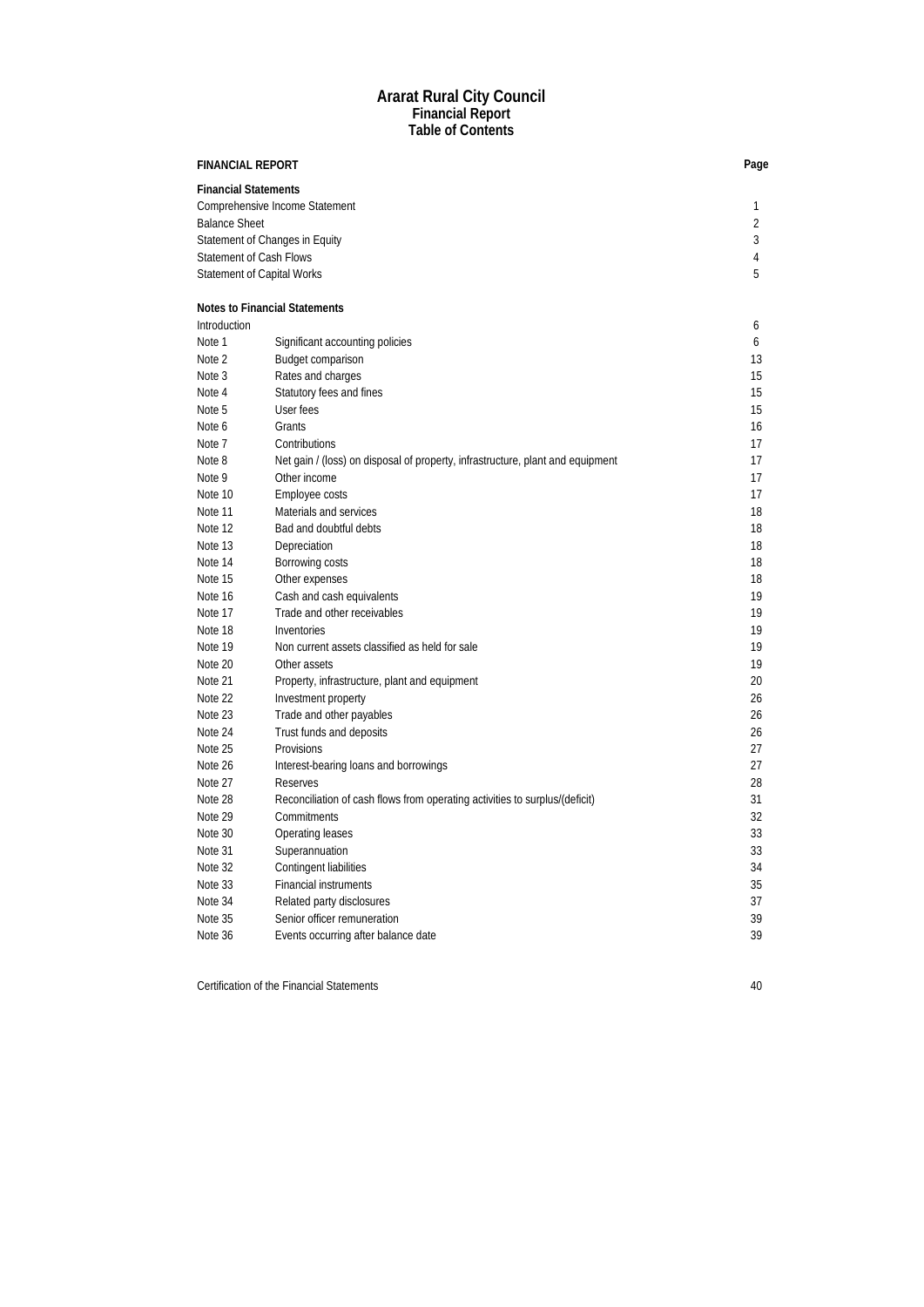# Ararat Rural City Council
## Financial Report
## Table of Contents

| FINANCIAL REPORT | | Page |
|---|---|---|
| **Financial Statements** | | |
| Comprehensive Income Statement | | 1 |
| Balance Sheet | | 2 |
| Statement of Changes in Equity | | 3 |
| Statement of Cash Flows | | 4 |
| Statement of Capital Works | | 5 |
| | | |
| **Notes to Financial Statements** | | |
| Introduction | | 6 |
| Note 1 | Significant accounting policies | 6 |
| Note 2 | Budget comparison | 13 |
| Note 3 | Rates and charges | 15 |
| Note 4 | Statutory fees and fines | 15 |
| Note 5 | User fees | 15 |
| Note 6 | Grants | 16 |
| Note 7 | Contributions | 17 |
| Note 8 | Net gain / (loss) on disposal of property, infrastructure, plant and equipment | 17 |
| Note 9 | Other income | 17 |
| Note 10 | Employee costs | 17 |
| Note 11 | Materials and services | 18 |
| Note 12 | Bad and doubtful debts | 18 |
| Note 13 | Depreciation | 18 |
| Note 14 | Borrowing costs | 18 |
| Note 15 | Other expenses | 18 |
| Note 16 | Cash and cash equivalents | 19 |
| Note 17 | Trade and other receivables | 19 |
| Note 18 | Inventories | 19 |
| Note 19 | Non current assets classified as held for sale | 19 |
| Note 20 | Other assets | 19 |
| Note 21 | Property, infrastructure, plant and equipment | 20 |
| Note 22 | Investment property | 26 |
| Note 23 | Trade and other payables | 26 |
| Note 24 | Trust funds and deposits | 26 |
| Note 25 | Provisions | 27 |
| Note 26 | Interest-bearing loans and borrowings | 27 |
| Note 27 | Reserves | 28 |
| Note 28 | Reconciliation of cash flows from operating activities to surplus/(deficit) | 31 |
| Note 29 | Commitments | 32 |
| Note 30 | Operating leases | 33 |
| Note 31 | Superannuation | 33 |
| Note 32 | Contingent liabilities | 34 |
| Note 33 | Financial instruments | 35 |
| Note 34 | Related party disclosures | 37 |
| Note 35 | Senior officer remuneration | 39 |
| Note 36 | Events occurring after balance date | 39 |
| | | |
| Certification of the Financial Statements | | 40 |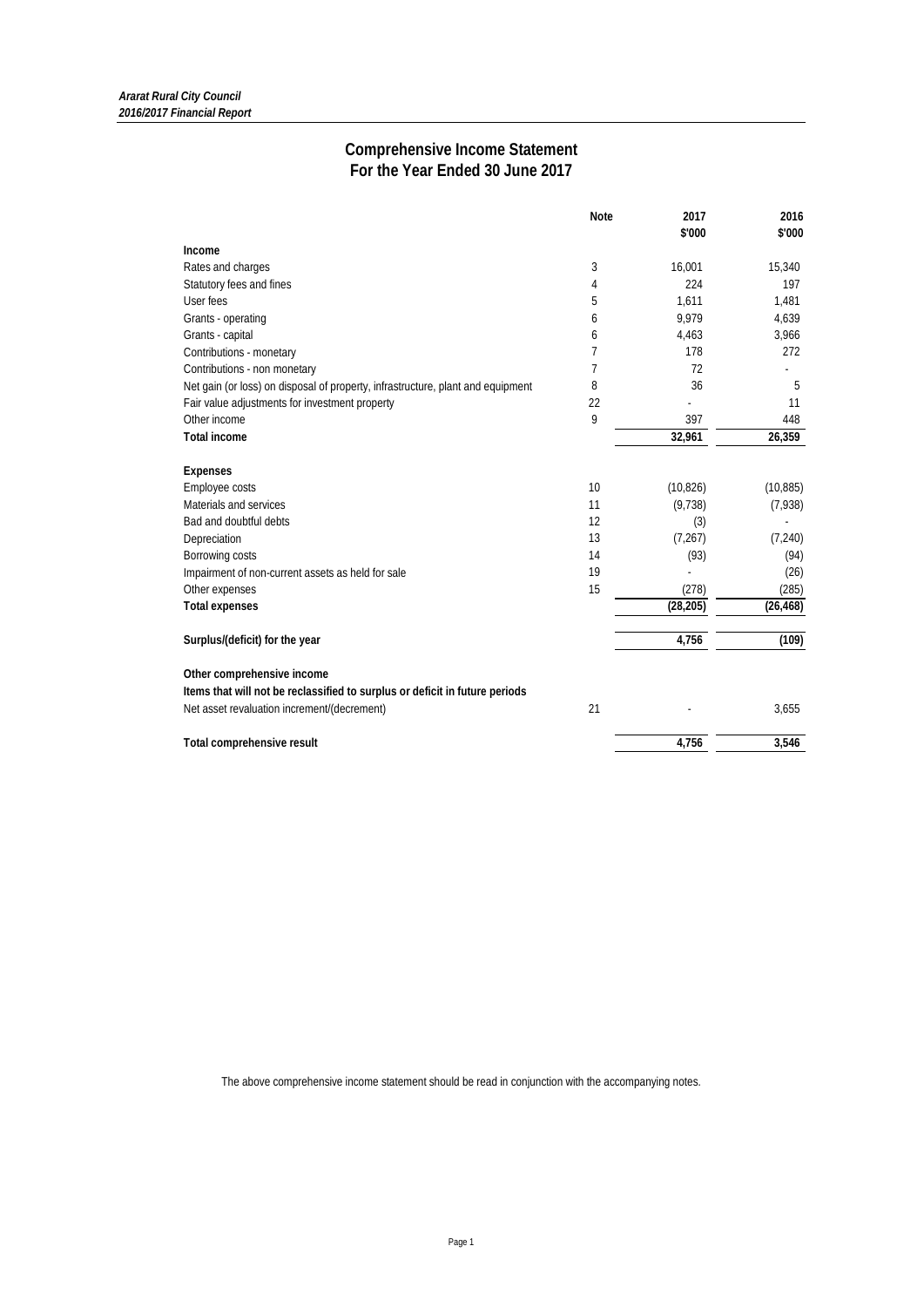*Ararat Rural City Council*
*2016/2017 Financial Report*

# Comprehensive Income Statement
## For the Year Ended 30 June 2017

| | Note | 2017 $'000 | 2016 $'000 |
|---|---|---|---|
| **Income** | | | |
| Rates and charges | 3 | 16,001 | 15,340 |
| Statutory fees and fines | 4 | 224 | 197 |
| User fees | 5 | 1,611 | 1,481 |
| Grants - operating | 6 | 9,979 | 4,639 |
| Grants - capital | 6 | 4,463 | 3,966 |
| Contributions - monetary | 7 | 178 | 272 |
| Contributions - non monetary | 7 | 72 | - |
| Net gain (or loss) on disposal of property, infrastructure, plant and equipment | 8 | 36 | 5 |
| Fair value adjustments for investment property | 22 | - | 11 |
| Other income | 9 | 397 | 448 |
| **Total income** | | **32,961** | **26,359** |
| | | | |
| **Expenses** | | | |
| Employee costs | 10 | (10,826) | (10,885) |
| Materials and services | 11 | (9,738) | (7,938) |
| Bad and doubtful debts | 12 | (3) | - |
| Depreciation | 13 | (7,267) | (7,240) |
| Borrowing costs | 14 | (93) | (94) |
| Impairment of non-current assets as held for sale | 19 | - | (26) |
| Other expenses | 15 | (278) | (285) |
| **Total expenses** | | **(28,205)** | **(26,468)** |
| | | | |
| **Surplus/(deficit) for the year** | | **4,756** | **(109)** |
| | | | |
| **Other comprehensive income** | | | |
| **Items that will not be reclassified to surplus or deficit in future periods** | | | |
| Net asset revaluation increment/(decrement) | 21 | - | 3,655 |
| | | | |
| **Total comprehensive result** | | **4,756** | **3,546** |

The above comprehensive income statement should be read in conjunction with the accompanying notes.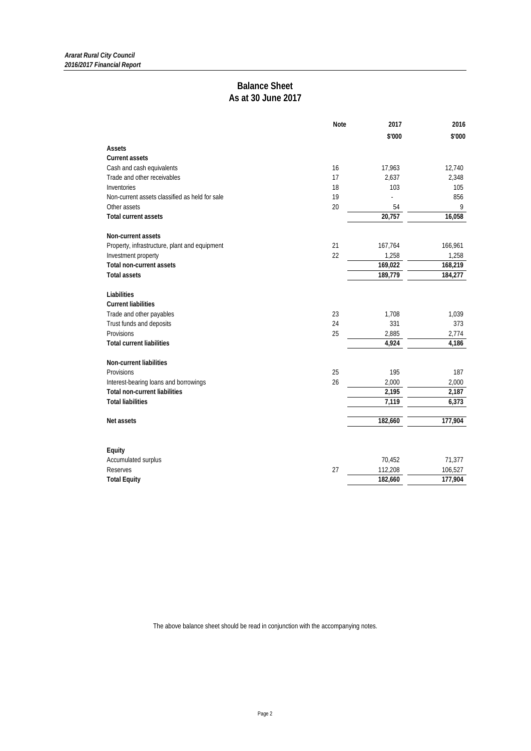# Balance Sheet
## As at 30 June 2017

| | Note | 2017 | 2016 |
|---|---|---|---|
| | | $'000 | $'000 |
| **Assets** | | | |
| **Current assets** | | | |
| Cash and cash equivalents | 16 | 17,963 | 12,740 |
| Trade and other receivables | 17 | 2,637 | 2,348 |
| Inventories | 18 | 103 | 105 |
| Non-current assets classified as held for sale | 19 | - | 856 |
| Other assets | 20 | 54 | 9 |
| **Total current assets** | | **20,757** | **16,058** |
| | | | |
| **Non-current assets** | | | |
| Property, infrastructure, plant and equipment | 21 | 167,764 | 166,961 |
| Investment property | 22 | 1,258 | 1,258 |
| **Total non-current assets** | | **169,022** | **168,219** |
| **Total assets** | | **189,779** | **184,277** |
| | | | |
| **Liabilities** | | | |
| **Current liabilities** | | | |
| Trade and other payables | 23 | 1,708 | 1,039 |
| Trust funds and deposits | 24 | 331 | 373 |
| Provisions | 25 | 2,885 | 2,774 |
| **Total current liabilities** | | **4,924** | **4,186** |
| | | | |
| **Non-current liabilities** | | | |
| Provisions | 25 | 195 | 187 |
| Interest-bearing loans and borrowings | 26 | 2,000 | 2,000 |
| **Total non-current liabilities** | | **2,195** | **2,187** |
| **Total liabilities** | | **7,119** | **6,373** |
| | | | |
| **Net assets** | | **182,660** | **177,904** |
| | | | |
| **Equity** | | | |
| Accumulated surplus | | 70,452 | 71,377 |
| Reserves | 27 | 112,208 | 106,527 |
| **Total Equity** | | **182,660** | **177,904** |

The above balance sheet should be read in conjunction with the accompanying notes.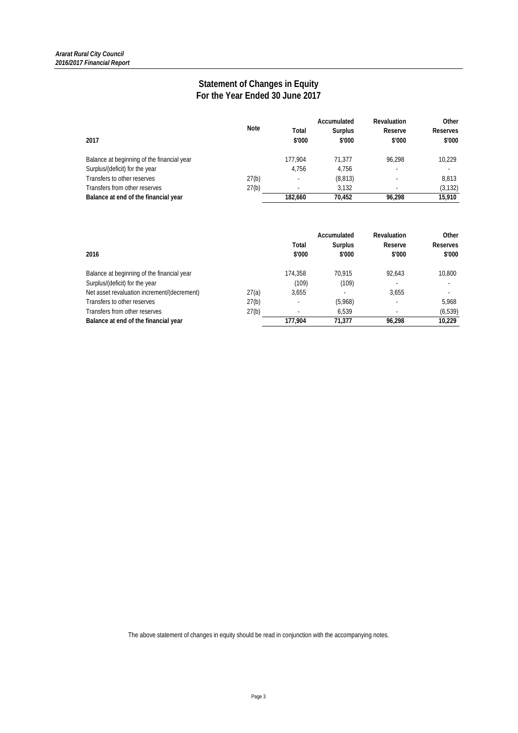## Statement of Changes in Equity
## For the Year Ended 30 June 2017

| 2017 | Note | Total $'000 | Accumulated Surplus $'000 | Revaluation Reserve $'000 | Other Reserves $'000 |
|---|---|---|---|---|---|
| Balance at beginning of the financial year | | 177,904 | 71,377 | 96,298 | 10,229 |
| Surplus/(deficit) for the year | | 4,756 | 4,756 | - | - |
| Transfers to other reserves | 27(b) | - | (8,813) | - | 8,813 |
| Transfers from other reserves | 27(b) | - | 3,132 | - | (3,132) |
| **Balance at end of the financial year** | | **182,660** | **70,452** | **96,298** | **15,910** |

| 2016 | Note | Total $'000 | Accumulated Surplus $'000 | Revaluation Reserve $'000 | Other Reserves $'000 |
|---|---|---|---|---|---|
| Balance at beginning of the financial year | | 174,358 | 70,915 | 92,643 | 10,800 |
| Surplus/(deficit) for the year | | (109) | (109) | - | - |
| Net asset revaluation increment/(decrement) | 27(a) | 3,655 | - | 3,655 | - |
| Transfers to other reserves | 27(b) | - | (5,968) | - | 5,968 |
| Transfers from other reserves | 27(b) | - | 6,539 | - | (6,539) |
| **Balance at end of the financial year** | | **177,904** | **71,377** | **96,298** | **10,229** |

The above statement of changes in equity should be read in conjunction with the accompanying notes.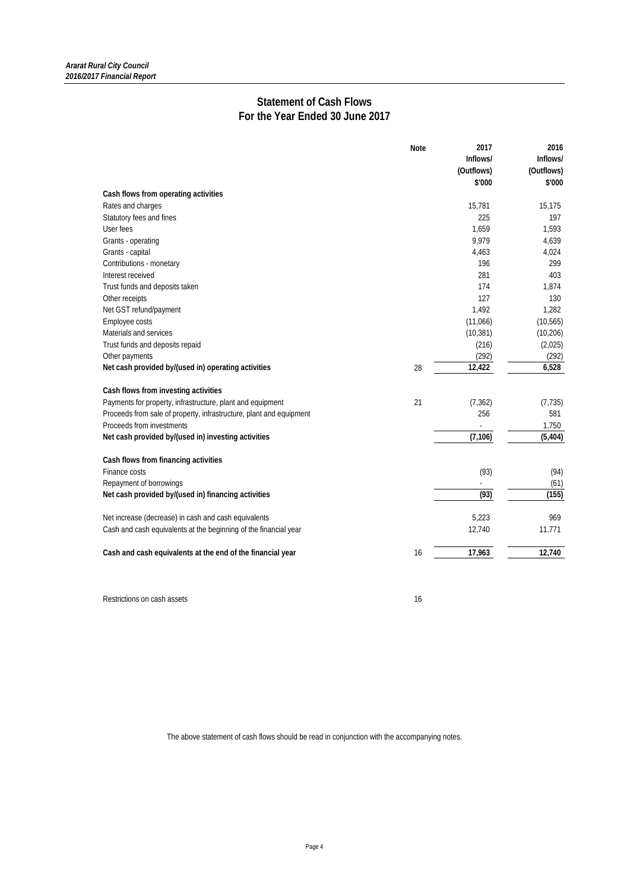# Statement of Cash Flows
## For the Year Ended 30 June 2017

| | Note | 2017 Inflows/ (Outflows) $'000 | 2016 Inflows/ (Outflows) $'000 |
|---|---|---|---|
| **Cash flows from operating activities** | | | |
| Rates and charges | | 15,781 | 15,175 |
| Statutory fees and fines | | 225 | 197 |
| User fees | | 1,659 | 1,593 |
| Grants - operating | | 9,979 | 4,639 |
| Grants - capital | | 4,463 | 4,024 |
| Contributions - monetary | | 196 | 299 |
| Interest received | | 281 | 403 |
| Trust funds and deposits taken | | 174 | 1,874 |
| Other receipts | | 127 | 130 |
| Net GST refund/payment | | 1,492 | 1,282 |
| Employee costs | | (11,066) | (10,565) |
| Materials and services | | (10,381) | (10,206) |
| Trust funds and deposits repaid | | (216) | (2,025) |
| Other payments | | (292) | (292) |
| **Net cash provided by/(used in) operating activities** | 28 | **12,422** | **6,528** |
| **Cash flows from investing activities** | | | |
| Payments for property, infrastructure, plant and equipment | 21 | (7,362) | (7,735) |
| Proceeds from sale of property, infrastructure, plant and equipment | | 256 | 581 |
| Proceeds from investments | | - | 1,750 |
| **Net cash provided by/(used in) investing activities** | | **(7,106)** | **(5,404)** |
| **Cash flows from financing activities** | | | |
| Finance costs | | (93) | (94) |
| Repayment of borrowings | | - | (61) |
| **Net cash provided by/(used in) financing activities** | | **(93)** | **(155)** |
| Net increase (decrease) in cash and cash equivalents | | 5,223 | 969 |
| Cash and cash equivalents at the beginning of the financial year | | 12,740 | 11,771 |
| **Cash and cash equivalents at the end of the financial year** | 16 | **17,963** | **12,740** |
| Restrictions on cash assets | 16 | | |

The above statement of cash flows should be read in conjunction with the accompanying notes.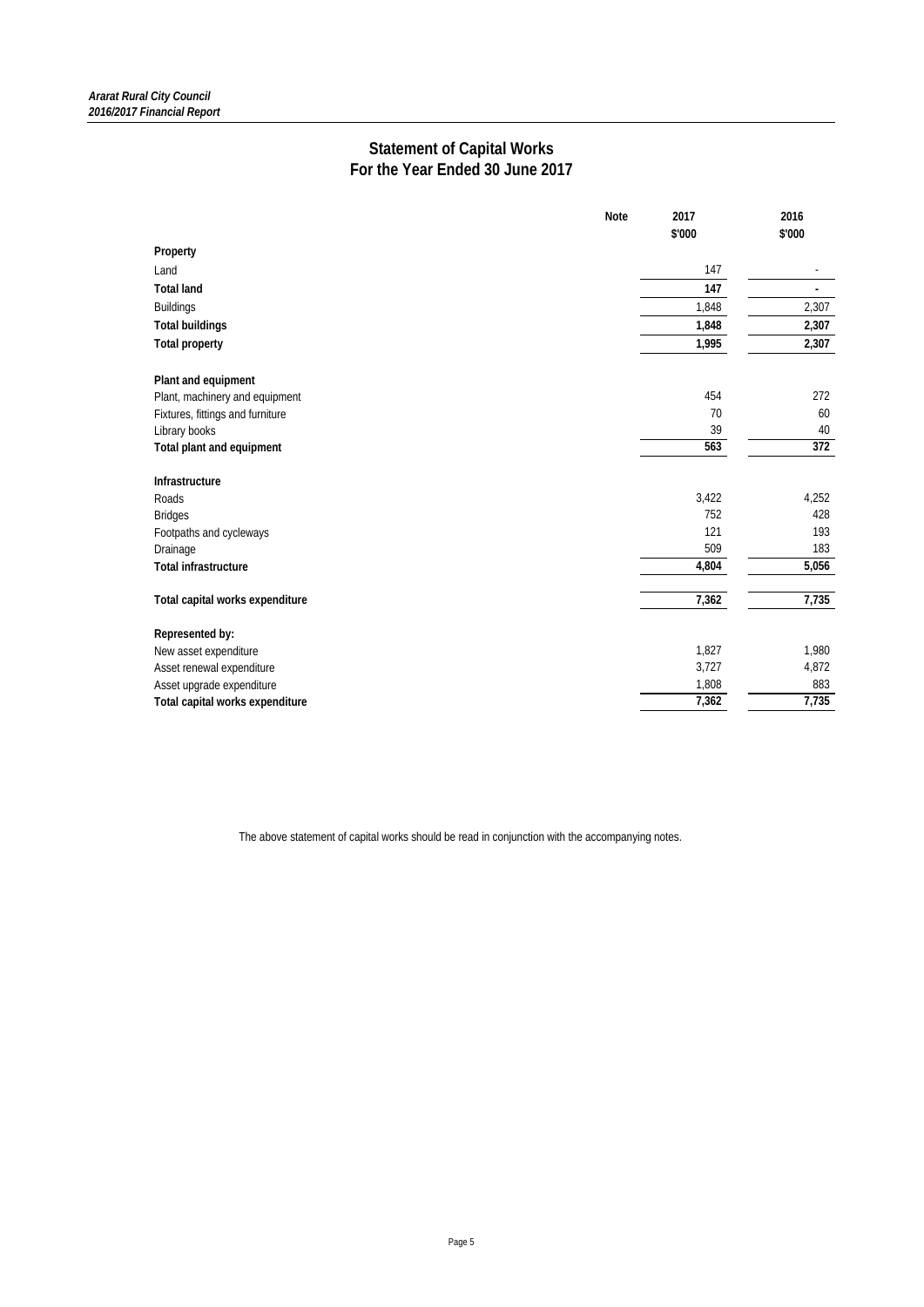# Statement of Capital Works
## For the Year Ended 30 June 2017

| | Note | 2017<br>$'000 | 2016<br>$'000 |
|---|---|---|---|
| **Property** | | | |
| Land | | 147 | - |
| **Total land** | | **147** | **-** |
| Buildings | | 1,848 | 2,307 |
| **Total buildings** | | **1,848** | **2,307** |
| **Total property** | | **1,995** | **2,307** |
| | | | |
| **Plant and equipment** | | | |
| Plant, machinery and equipment | | 454 | 272 |
| Fixtures, fittings and furniture | | 70 | 60 |
| Library books | | 39 | 40 |
| **Total plant and equipment** | | **563** | **372** |
| | | | |
| **Infrastructure** | | | |
| Roads | | 3,422 | 4,252 |
| Bridges | | 752 | 428 |
| Footpaths and cycleways | | 121 | 193 |
| Drainage | | 509 | 183 |
| **Total infrastructure** | | **4,804** | **5,056** |
| | | | |
| **Total capital works expenditure** | | **7,362** | **7,735** |
| | | | |
| **Represented by:** | | | |
| New asset expenditure | | 1,827 | 1,980 |
| Asset renewal expenditure | | 3,727 | 4,872 |
| Asset upgrade expenditure | | 1,808 | 883 |
| **Total capital works expenditure** | | **7,362** | **7,735** |

The above statement of capital works should be read in conjunction with the accompanying notes.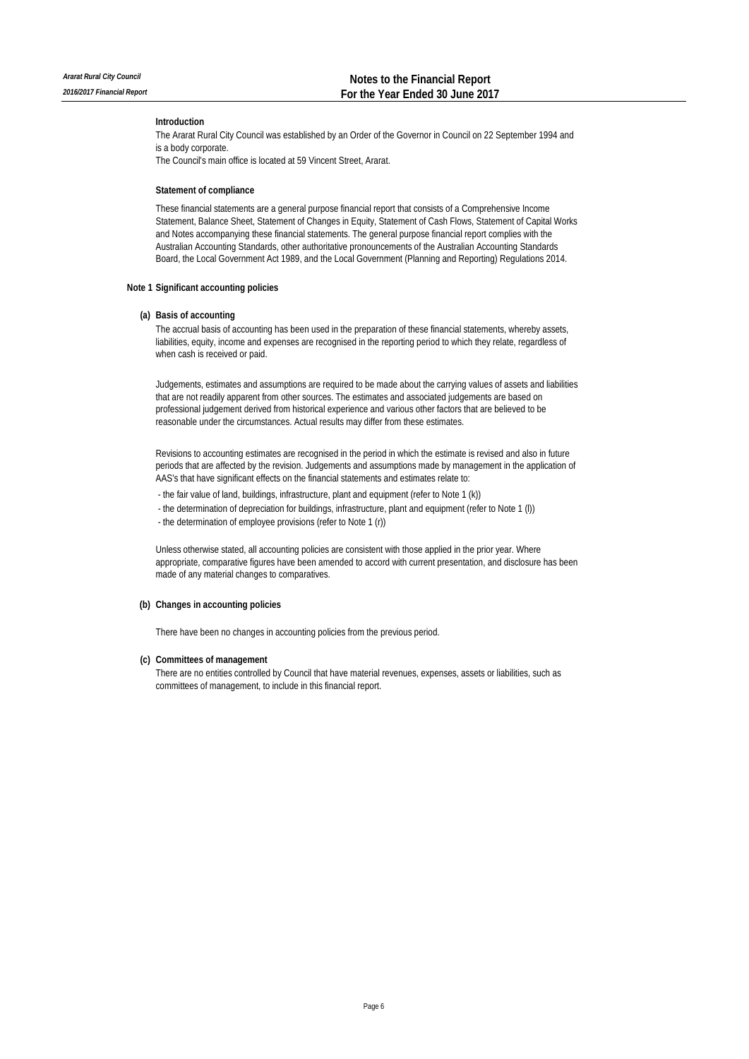# Notes to the Financial Report
## For the Year Ended 30 June 2017

### Introduction

The Ararat Rural City Council was established by an Order of the Governor in Council on 22 September 1994 and is a body corporate.

The Council's main office is located at 59 Vincent Street, Ararat.

### Statement of compliance

These financial statements are a general purpose financial report that consists of a Comprehensive Income Statement, Balance Sheet, Statement of Changes in Equity, Statement of Cash Flows, Statement of Capital Works and Notes accompanying these financial statements. The general purpose financial report complies with the Australian Accounting Standards, other authoritative pronouncements of the Australian Accounting Standards Board, the Local Government Act 1989, and the Local Government (Planning and Reporting) Regulations 2014.

### Note 1 Significant accounting policies

#### (a) Basis of accounting

The accrual basis of accounting has been used in the preparation of these financial statements, whereby assets, liabilities, equity, income and expenses are recognised in the reporting period to which they relate, regardless of when cash is received or paid.

Judgements, estimates and assumptions are required to be made about the carrying values of assets and liabilities that are not readily apparent from other sources. The estimates and associated judgements are based on professional judgement derived from historical experience and various other factors that are believed to be reasonable under the circumstances. Actual results may differ from these estimates.

Revisions to accounting estimates are recognised in the period in which the estimate is revised and also in future periods that are affected by the revision. Judgements and assumptions made by management in the application of AAS's that have significant effects on the financial statements and estimates relate to:

- the fair value of land, buildings, infrastructure, plant and equipment (refer to Note 1 (k))
- the determination of depreciation for buildings, infrastructure, plant and equipment (refer to Note 1 (l))
- the determination of employee provisions (refer to Note 1 (r))

Unless otherwise stated, all accounting policies are consistent with those applied in the prior year. Where appropriate, comparative figures have been amended to accord with current presentation, and disclosure has been made of any material changes to comparatives.

#### (b) Changes in accounting policies

There have been no changes in accounting policies from the previous period.

#### (c) Committees of management

There are no entities controlled by Council that have material revenues, expenses, assets or liabilities, such as committees of management, to include in this financial report.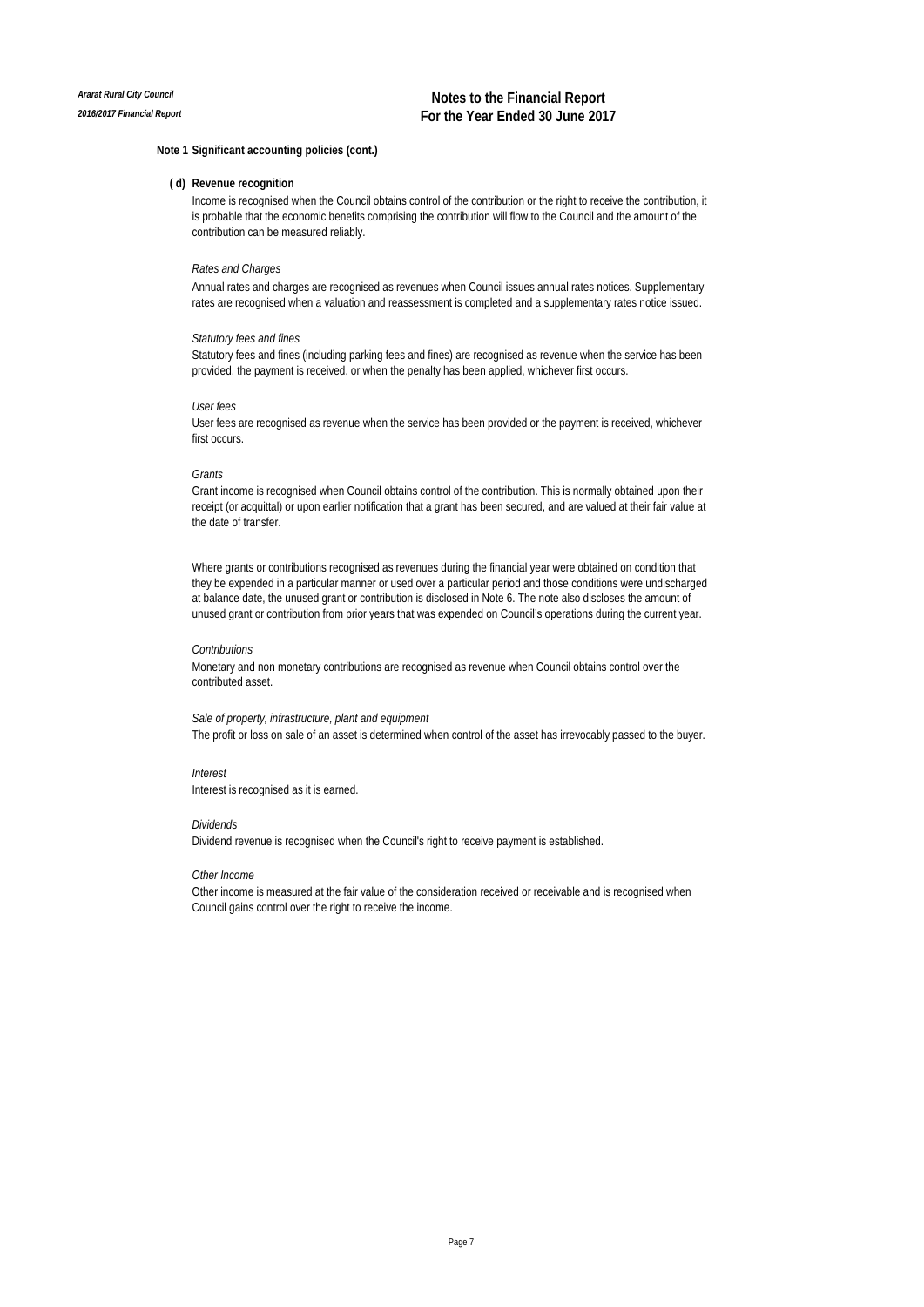## Note 1 Significant accounting policies (cont.)

### (d) Revenue recognition

Income is recognised when the Council obtains control of the contribution or the right to receive the contribution, it is probable that the economic benefits comprising the contribution will flow to the Council and the amount of the contribution can be measured reliably.

*Rates and Charges*

Annual rates and charges are recognised as revenues when Council issues annual rates notices. Supplementary rates are recognised when a valuation and reassessment is completed and a supplementary rates notice issued.

*Statutory fees and fines*

Statutory fees and fines (including parking fees and fines) are recognised as revenue when the service has been provided, the payment is received, or when the penalty has been applied, whichever first occurs.

*User fees*

User fees are recognised as revenue when the service has been provided or the payment is received, whichever first occurs.

*Grants*

Grant income is recognised when Council obtains control of the contribution. This is normally obtained upon their receipt (or acquittal) or upon earlier notification that a grant has been secured, and are valued at their fair value at the date of transfer.

Where grants or contributions recognised as revenues during the financial year were obtained on condition that they be expended in a particular manner or used over a particular period and those conditions were undischarged at balance date, the unused grant or contribution is disclosed in Note 6. The note also discloses the amount of unused grant or contribution from prior years that was expended on Council's operations during the current year.

*Contributions*

Monetary and non monetary contributions are recognised as revenue when Council obtains control over the contributed asset.

*Sale of property, infrastructure, plant and equipment*

The profit or loss on sale of an asset is determined when control of the asset has irrevocably passed to the buyer.

*Interest*

Interest is recognised as it is earned.

*Dividends*

Dividend revenue is recognised when the Council's right to receive payment is established.

*Other Income*

Other income is measured at the fair value of the consideration received or receivable and is recognised when Council gains control over the right to receive the income.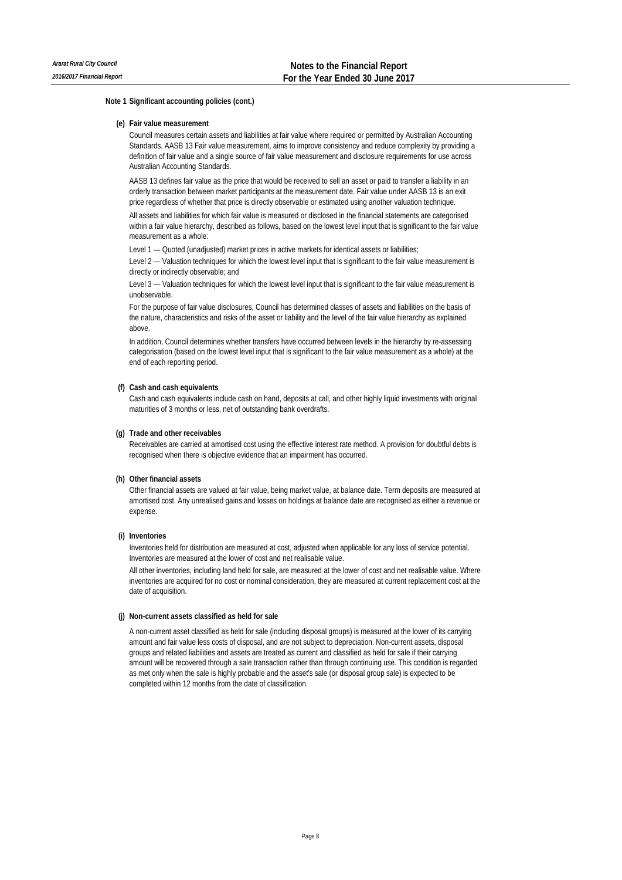## Note 1 Significant accounting policies (cont.)

### (e) Fair value measurement

Council measures certain assets and liabilities at fair value where required or permitted by Australian Accounting Standards. AASB 13 Fair value measurement, aims to improve consistency and reduce complexity by providing a definition of fair value and a single source of fair value measurement and disclosure requirements for use across Australian Accounting Standards.

AASB 13 defines fair value as the price that would be received to sell an asset or paid to transfer a liability in an orderly transaction between market participants at the measurement date. Fair value under AASB 13 is an exit price regardless of whether that price is directly observable or estimated using another valuation technique.

All assets and liabilities for which fair value is measured or disclosed in the financial statements are categorised within a fair value hierarchy, described as follows, based on the lowest level input that is significant to the fair value measurement as a whole:

Level 1 — Quoted (unadjusted) market prices in active markets for identical assets or liabilities;

Level 2 — Valuation techniques for which the lowest level input that is significant to the fair value measurement is directly or indirectly observable; and

Level 3 — Valuation techniques for which the lowest level input that is significant to the fair value measurement is unobservable.

For the purpose of fair value disclosures, Council has determined classes of assets and liabilities on the basis of the nature, characteristics and risks of the asset or liability and the level of the fair value hierarchy as explained above.

In addition, Council determines whether transfers have occurred between levels in the hierarchy by re-assessing categorisation (based on the lowest level input that is significant to the fair value measurement as a whole) at the end of each reporting period.

### (f) Cash and cash equivalents

Cash and cash equivalents include cash on hand, deposits at call, and other highly liquid investments with original maturities of 3 months or less, net of outstanding bank overdrafts.

### (g) Trade and other receivables

Receivables are carried at amortised cost using the effective interest rate method. A provision for doubtful debts is recognised when there is objective evidence that an impairment has occurred.

### (h) Other financial assets

Other financial assets are valued at fair value, being market value, at balance date. Term deposits are measured at amortised cost. Any unrealised gains and losses on holdings at balance date are recognised as either a revenue or expense.

### (i) Inventories

Inventories held for distribution are measured at cost, adjusted when applicable for any loss of service potential. Inventories are measured at the lower of cost and net realisable value.

All other inventories, including land held for sale, are measured at the lower of cost and net realisable value. Where inventories are acquired for no cost or nominal consideration, they are measured at current replacement cost at the date of acquisition.

### (j) Non-current assets classified as held for sale

A non-current asset classified as held for sale (including disposal groups) is measured at the lower of its carrying amount and fair value less costs of disposal, and are not subject to depreciation. Non-current assets, disposal groups and related liabilities and assets are treated as current and classified as held for sale if their carrying amount will be recovered through a sale transaction rather than through continuing use. This condition is regarded as met only when the sale is highly probable and the asset's sale (or disposal group sale) is expected to be completed within 12 months from the date of classification.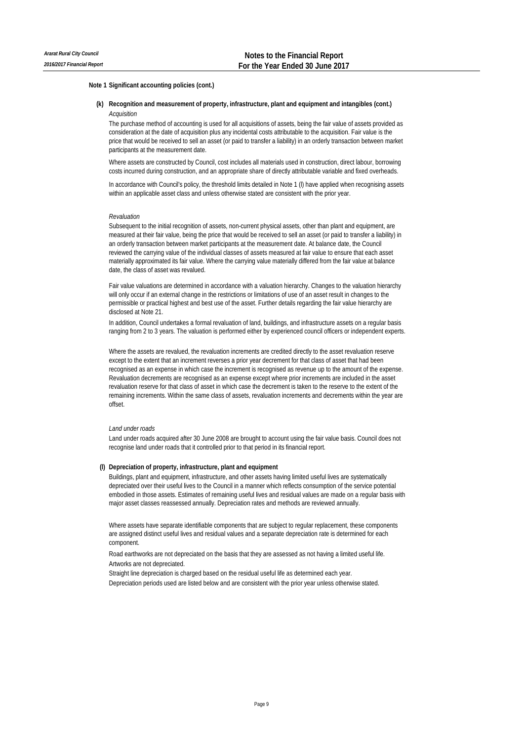## Note 1 Significant accounting policies (cont.)

### (k) Recognition and measurement of property, infrastructure, plant and equipment and intangibles (cont.)

*Acquisition*

The purchase method of accounting is used for all acquisitions of assets, being the fair value of assets provided as consideration at the date of acquisition plus any incidental costs attributable to the acquisition. Fair value is the price that would be received to sell an asset (or paid to transfer a liability) in an orderly transaction between market participants at the measurement date.

Where assets are constructed by Council, cost includes all materials used in construction, direct labour, borrowing costs incurred during construction, and an appropriate share of directly attributable variable and fixed overheads.

In accordance with Council's policy, the threshold limits detailed in Note 1 (l) have applied when recognising assets within an applicable asset class and unless otherwise stated are consistent with the prior year.

*Revaluation*

Subsequent to the initial recognition of assets, non-current physical assets, other than plant and equipment, are measured at their fair value, being the price that would be received to sell an asset (or paid to transfer a liability) in an orderly transaction between market participants at the measurement date. At balance date, the Council reviewed the carrying value of the individual classes of assets measured at fair value to ensure that each asset materially approximated its fair value. Where the carrying value materially differed from the fair value at balance date, the class of asset was revalued.

Fair value valuations are determined in accordance with a valuation hierarchy. Changes to the valuation hierarchy will only occur if an external change in the restrictions or limitations of use of an asset result in changes to the permissible or practical highest and best use of the asset. Further details regarding the fair value hierarchy are disclosed at Note 21.

In addition, Council undertakes a formal revaluation of land, buildings, and infrastructure assets on a regular basis ranging from 2 to 3 years. The valuation is performed either by experienced council officers or independent experts.

Where the assets are revalued, the revaluation increments are credited directly to the asset revaluation reserve except to the extent that an increment reverses a prior year decrement for that class of asset that had been recognised as an expense in which case the increment is recognised as revenue up to the amount of the expense. Revaluation decrements are recognised as an expense except where prior increments are included in the asset revaluation reserve for that class of asset in which case the decrement is taken to the reserve to the extent of the remaining increments. Within the same class of assets, revaluation increments and decrements within the year are offset.

*Land under roads*

Land under roads acquired after 30 June 2008 are brought to account using the fair value basis. Council does not recognise land under roads that it controlled prior to that period in its financial report.

### (l) Depreciation of property, infrastructure, plant and equipment

Buildings, plant and equipment, infrastructure, and other assets having limited useful lives are systematically depreciated over their useful lives to the Council in a manner which reflects consumption of the service potential embodied in those assets. Estimates of remaining useful lives and residual values are made on a regular basis with major asset classes reassessed annually. Depreciation rates and methods are reviewed annually.

Where assets have separate identifiable components that are subject to regular replacement, these components are assigned distinct useful lives and residual values and a separate depreciation rate is determined for each component.

Road earthworks are not depreciated on the basis that they are assessed as not having a limited useful life.

Artworks are not depreciated.

Straight line depreciation is charged based on the residual useful life as determined each year.

Depreciation periods used are listed below and are consistent with the prior year unless otherwise stated.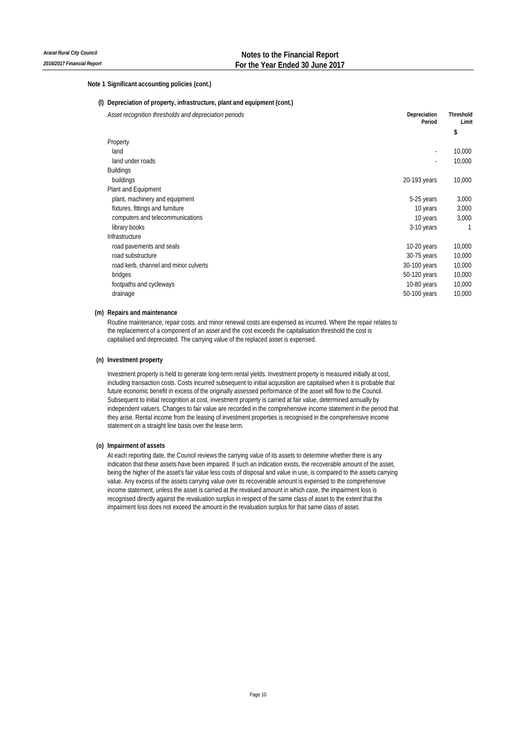## Note 1 Significant accounting policies (cont.)

### (l) Depreciation of property, infrastructure, plant and equipment (cont.)

| *Asset recognition thresholds and depreciation periods* | Depreciation Period | Threshold Limit |
|---|---|---|
| | | $ |
| Property | | |
| land | - | 10,000 |
| land under roads | - | 10,000 |
| Buildings | | |
| buildings | 20-193 years | 10,000 |
| Plant and Equipment | | |
| plant, machinery and equipment | 5-25 years | 3,000 |
| fixtures, fittings and furniture | 10 years | 3,000 |
| computers and telecommunications | 10 years | 3,000 |
| library books | 3-10 years | 1 |
| Infrastructure | | |
| road pavements and seals | 10-20 years | 10,000 |
| road substructure | 30-75 years | 10,000 |
| road kerb, channel and minor culverts | 30-100 years | 10,000 |
| bridges | 50-120 years | 10,000 |
| footpaths and cycleways | 10-80 years | 10,000 |
| drainage | 50-100 years | 10,000 |

### (m) Repairs and maintenance

Routine maintenance, repair costs, and minor renewal costs are expensed as incurred. Where the repair relates to the replacement of a component of an asset and the cost exceeds the capitalisation threshold the cost is capitalised and depreciated. The carrying value of the replaced asset is expensed.

### (n) Investment property

Investment property is held to generate long-term rental yields. Investment property is measured initially at cost, including transaction costs. Costs incurred subsequent to initial acquisition are capitalised when it is probable that future economic benefit in excess of the originally assessed performance of the asset will flow to the Council. Subsequent to initial recognition at cost, investment property is carried at fair value, determined annually by independent valuers. Changes to fair value are recorded in the comprehensive income statement in the period that they arise. Rental income from the leasing of investment properties is recognised in the comprehensive income statement on a straight line basis over the lease term.

### (o) Impairment of assets

At each reporting date, the Council reviews the carrying value of its assets to determine whether there is any indication that these assets have been impaired. If such an indication exists, the recoverable amount of the asset, being the higher of the asset's fair value less costs of disposal and value in use, is compared to the assets carrying value. Any excess of the assets carrying value over its recoverable amount is expensed to the comprehensive income statement, unless the asset is carried at the revalued amount in which case, the impairment loss is recognised directly against the revaluation surplus in respect of the same class of asset to the extent that the impairment loss does not exceed the amount in the revaluation surplus for that same class of asset.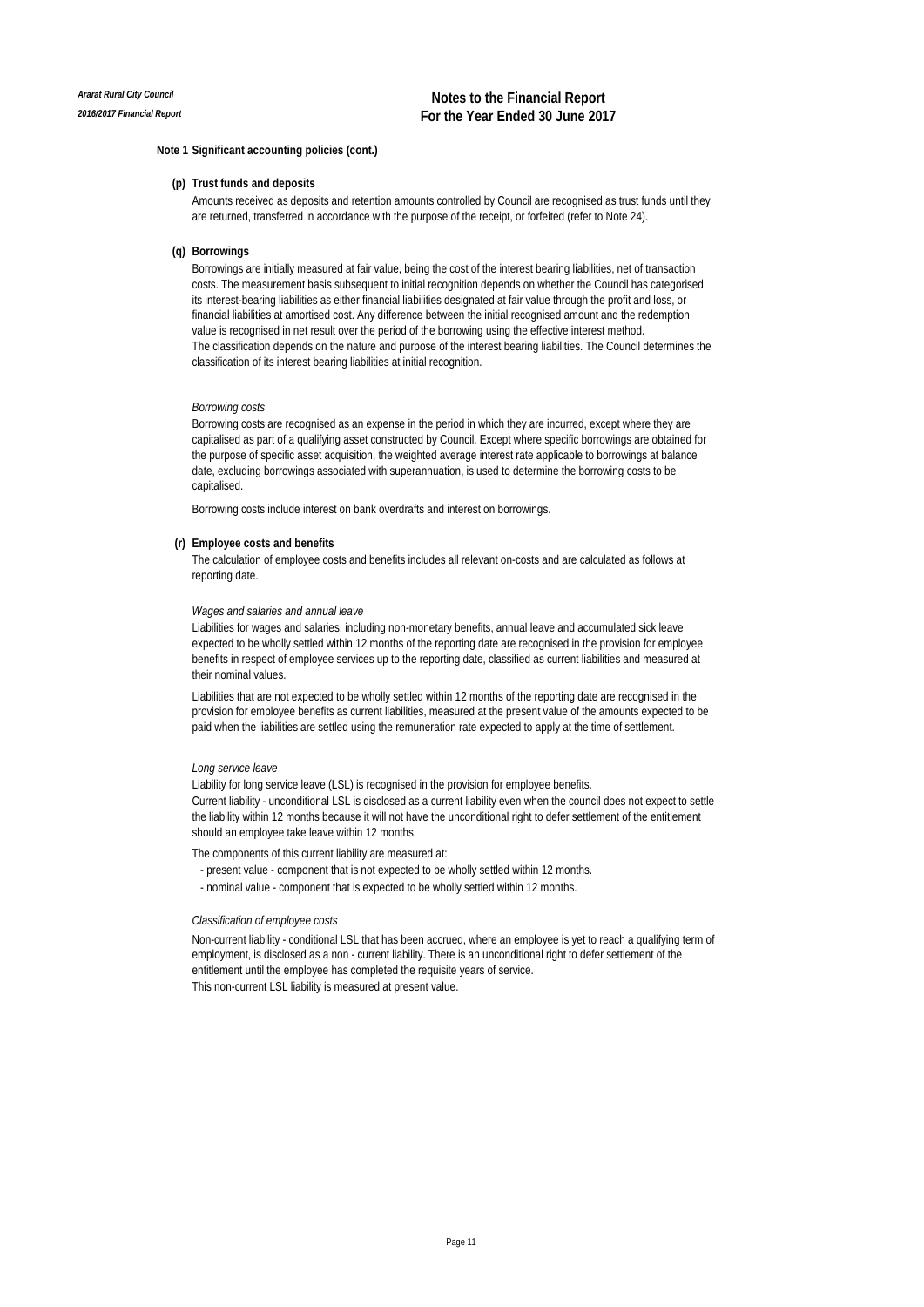## Note 1 Significant accounting policies (cont.)

### (p) Trust funds and deposits

Amounts received as deposits and retention amounts controlled by Council are recognised as trust funds until they are returned, transferred in accordance with the purpose of the receipt, or forfeited (refer to Note 24).

### (q) Borrowings

Borrowings are initially measured at fair value, being the cost of the interest bearing liabilities, net of transaction costs. The measurement basis subsequent to initial recognition depends on whether the Council has categorised its interest-bearing liabilities as either financial liabilities designated at fair value through the profit and loss, or financial liabilities at amortised cost. Any difference between the initial recognised amount and the redemption value is recognised in net result over the period of the borrowing using the effective interest method.
The classification depends on the nature and purpose of the interest bearing liabilities. The Council determines the classification of its interest bearing liabilities at initial recognition.

*Borrowing costs*

Borrowing costs are recognised as an expense in the period in which they are incurred, except where they are capitalised as part of a qualifying asset constructed by Council. Except where specific borrowings are obtained for the purpose of specific asset acquisition, the weighted average interest rate applicable to borrowings at balance date, excluding borrowings associated with superannuation, is used to determine the borrowing costs to be capitalised.

Borrowing costs include interest on bank overdrafts and interest on borrowings.

### (r) Employee costs and benefits

The calculation of employee costs and benefits includes all relevant on-costs and are calculated as follows at reporting date.

*Wages and salaries and annual leave*

Liabilities for wages and salaries, including non-monetary benefits, annual leave and accumulated sick leave expected to be wholly settled within 12 months of the reporting date are recognised in the provision for employee benefits in respect of employee services up to the reporting date, classified as current liabilities and measured at their nominal values.

Liabilities that are not expected to be wholly settled within 12 months of the reporting date are recognised in the provision for employee benefits as current liabilities, measured at the present value of the amounts expected to be paid when the liabilities are settled using the remuneration rate expected to apply at the time of settlement.

*Long service leave*

Liability for long service leave (LSL) is recognised in the provision for employee benefits.
Current liability - unconditional LSL is disclosed as a current liability even when the council does not expect to settle the liability within 12 months because it will not have the unconditional right to defer settlement of the entitlement should an employee take leave within 12 months.

The components of this current liability are measured at:

- present value - component that is not expected to be wholly settled within 12 months.
- nominal value - component that is expected to be wholly settled within 12 months.

*Classification of employee costs*

Non-current liability - conditional LSL that has been accrued, where an employee is yet to reach a qualifying term of employment, is disclosed as a non - current liability. There is an unconditional right to defer settlement of the entitlement until the employee has completed the requisite years of service.
This non-current LSL liability is measured at present value.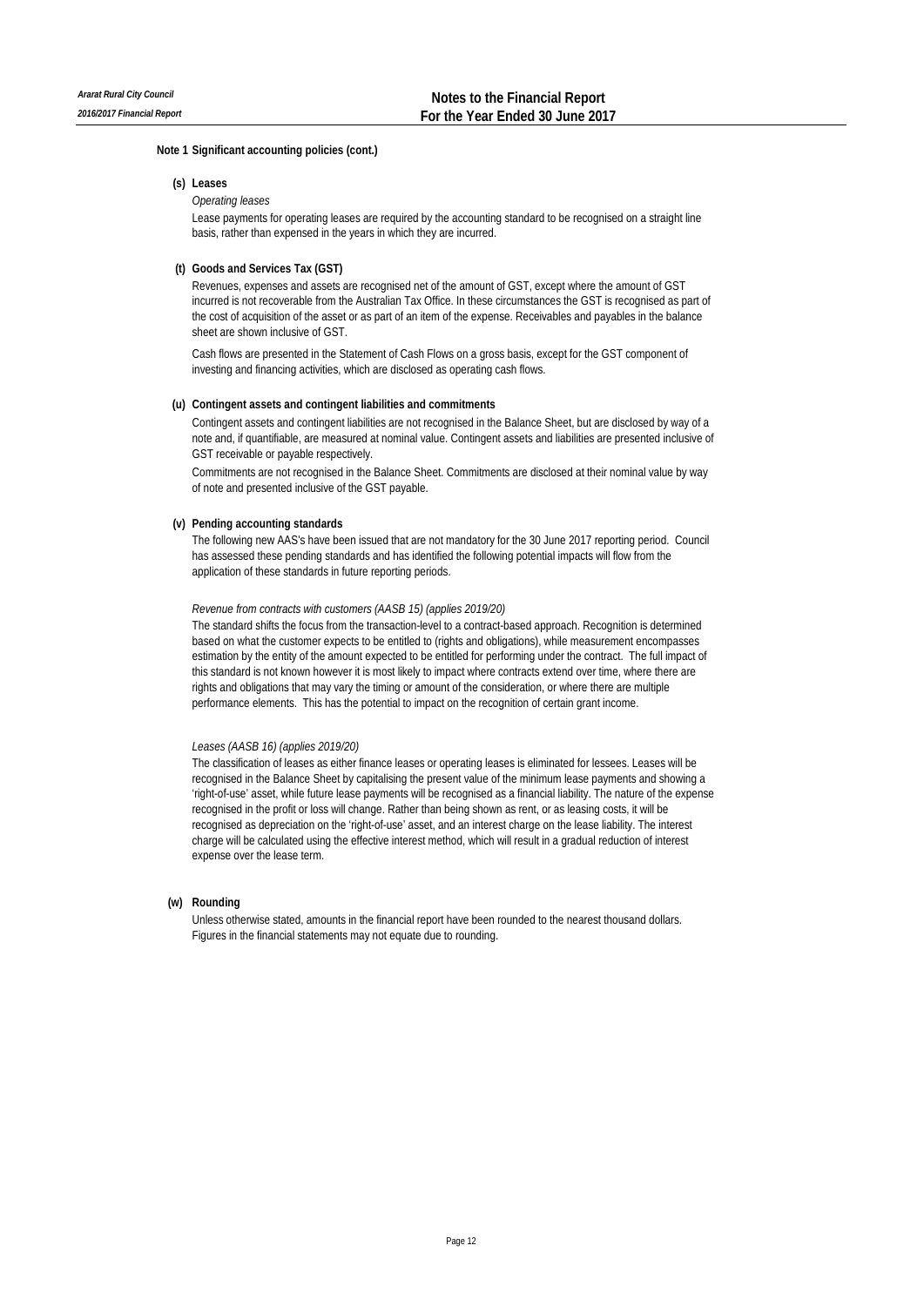## Note 1 Significant accounting policies (cont.)

### (s) Leases

*Operating leases*

Lease payments for operating leases are required by the accounting standard to be recognised on a straight line basis, rather than expensed in the years in which they are incurred.

### (t) Goods and Services Tax (GST)

Revenues, expenses and assets are recognised net of the amount of GST, except where the amount of GST incurred is not recoverable from the Australian Tax Office. In these circumstances the GST is recognised as part of the cost of acquisition of the asset or as part of an item of the expense. Receivables and payables in the balance sheet are shown inclusive of GST.

Cash flows are presented in the Statement of Cash Flows on a gross basis, except for the GST component of investing and financing activities, which are disclosed as operating cash flows.

### (u) Contingent assets and contingent liabilities and commitments

Contingent assets and contingent liabilities are not recognised in the Balance Sheet, but are disclosed by way of a note and, if quantifiable, are measured at nominal value. Contingent assets and liabilities are presented inclusive of GST receivable or payable respectively.

Commitments are not recognised in the Balance Sheet. Commitments are disclosed at their nominal value by way of note and presented inclusive of the GST payable.

### (v) Pending accounting standards

The following new AAS's have been issued that are not mandatory for the 30 June 2017 reporting period. Council has assessed these pending standards and has identified the following potential impacts will flow from the application of these standards in future reporting periods.

*Revenue from contracts with customers (AASB 15) (applies 2019/20)*

The standard shifts the focus from the transaction-level to a contract-based approach. Recognition is determined based on what the customer expects to be entitled to (rights and obligations), while measurement encompasses estimation by the entity of the amount expected to be entitled for performing under the contract. The full impact of this standard is not known however it is most likely to impact where contracts extend over time, where there are rights and obligations that may vary the timing or amount of the consideration, or where there are multiple performance elements. This has the potential to impact on the recognition of certain grant income.

*Leases (AASB 16) (applies 2019/20)*

The classification of leases as either finance leases or operating leases is eliminated for lessees. Leases will be recognised in the Balance Sheet by capitalising the present value of the minimum lease payments and showing a 'right-of-use' asset, while future lease payments will be recognised as a financial liability. The nature of the expense recognised in the profit or loss will change. Rather than being shown as rent, or as leasing costs, it will be recognised as depreciation on the 'right-of-use' asset, and an interest charge on the lease liability. The interest charge will be calculated using the effective interest method, which will result in a gradual reduction of interest expense over the lease term.

### (w) Rounding

Unless otherwise stated, amounts in the financial report have been rounded to the nearest thousand dollars. Figures in the financial statements may not equate due to rounding.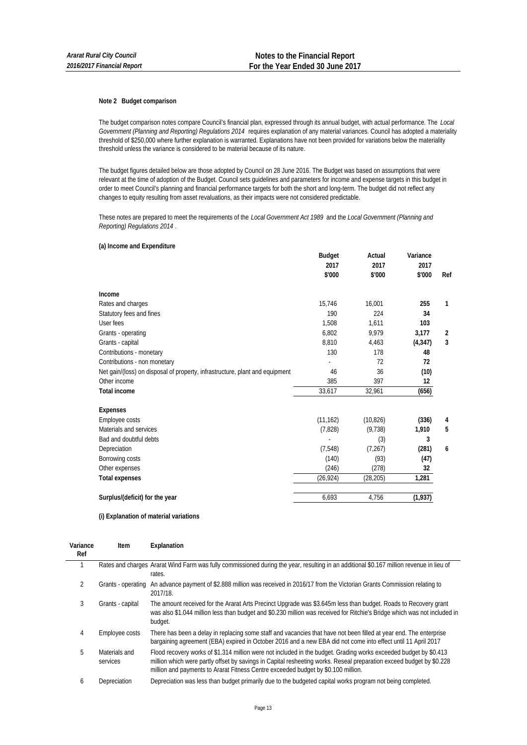## Note 2 Budget comparison

The budget comparison notes compare Council's financial plan, expressed through its annual budget, with actual performance. The *Local Government (Planning and Reporting) Regulations 2014* requires explanation of any material variances. Council has adopted a materiality threshold of $250,000 where further explanation is warranted. Explanations have not been provided for variations below the materiality threshold unless the variance is considered to be material because of its nature.

The budget figures detailed below are those adopted by Council on 28 June 2016. The Budget was based on assumptions that were relevant at the time of adoption of the Budget. Council sets guidelines and parameters for income and expense targets in this budget in order to meet Council's planning and financial performance targets for both the short and long-term. The budget did not reflect any changes to equity resulting from asset revaluations, as their impacts were not considered predictable.

These notes are prepared to meet the requirements of the *Local Government Act 1989* and the *Local Government (Planning and Reporting) Regulations 2014* .

### (a) Income and Expenditure

| | Budget 2017 $'000 | Actual 2017 $'000 | Variance 2017 $'000 | Ref |
|---|---|---|---|---|
| **Income** | | | | |
| Rates and charges | 15,746 | 16,001 | **255** | **1** |
| Statutory fees and fines | 190 | 224 | **34** | |
| User fees | 1,508 | 1,611 | **103** | |
| Grants - operating | 6,802 | 9,979 | **3,177** | **2** |
| Grants - capital | 8,810 | 4,463 | **(4,347)** | **3** |
| Contributions - monetary | 130 | 178 | **48** | |
| Contributions - non monetary | - | 72 | **72** | |
| Net gain/(loss) on disposal of property, infrastructure, plant and equipment | 46 | 36 | **(10)** | |
| Other income | 385 | 397 | **12** | |
| **Total income** | 33,617 | 32,961 | **(656)** | |
| **Expenses** | | | | |
| Employee costs | (11,162) | (10,826) | **(336)** | **4** |
| Materials and services | (7,828) | (9,738) | **1,910** | **5** |
| Bad and doubtful debts | - | (3) | **3** | |
| Depreciation | (7,548) | (7,267) | **(281)** | **6** |
| Borrowing costs | (140) | (93) | **(47)** | |
| Other expenses | (246) | (278) | **32** | |
| **Total expenses** | (26,924) | (28,205) | **1,281** | |
| **Surplus/(deficit) for the year** | 6,693 | 4,756 | **(1,937)** | |

#### (i) Explanation of material variations

| Variance Ref | Item | Explanation |
|---|---|---|
| 1 | Rates and charges | Ararat Wind Farm was fully commissioned during the year, resulting in an additional $0.167 million revenue in lieu of rates. |
| 2 | Grants - operating | An advance payment of $2.888 million was received in 2016/17 from the Victorian Grants Commission relating to 2017/18. |
| 3 | Grants - capital | The amount received for the Ararat Arts Precinct Upgrade was $3.645m less than budget. Roads to Recovery grant was also $1.044 million less than budget and $0.230 million was received for Ritchie's Bridge which was not included in budget. |
| 4 | Employee costs | There has been a delay in replacing some staff and vacancies that have not been filled at year end. The enterprise bargaining agreement (EBA) expired in October 2016 and a new EBA did not come into effect until 11 April 2017 |
| 5 | Materials and services | Flood recovery works of $1.314 million were not included in the budget. Grading works exceeded budget by $0.413 million which were partly offset by savings in Capital resheeting works. Reseal preparation exceed budget by $0.228 million and payments to Ararat Fitness Centre exceeded budget by $0.100 million. |
| 6 | Depreciation | Depreciation was less than budget primarily due to the budgeted capital works program not being completed. |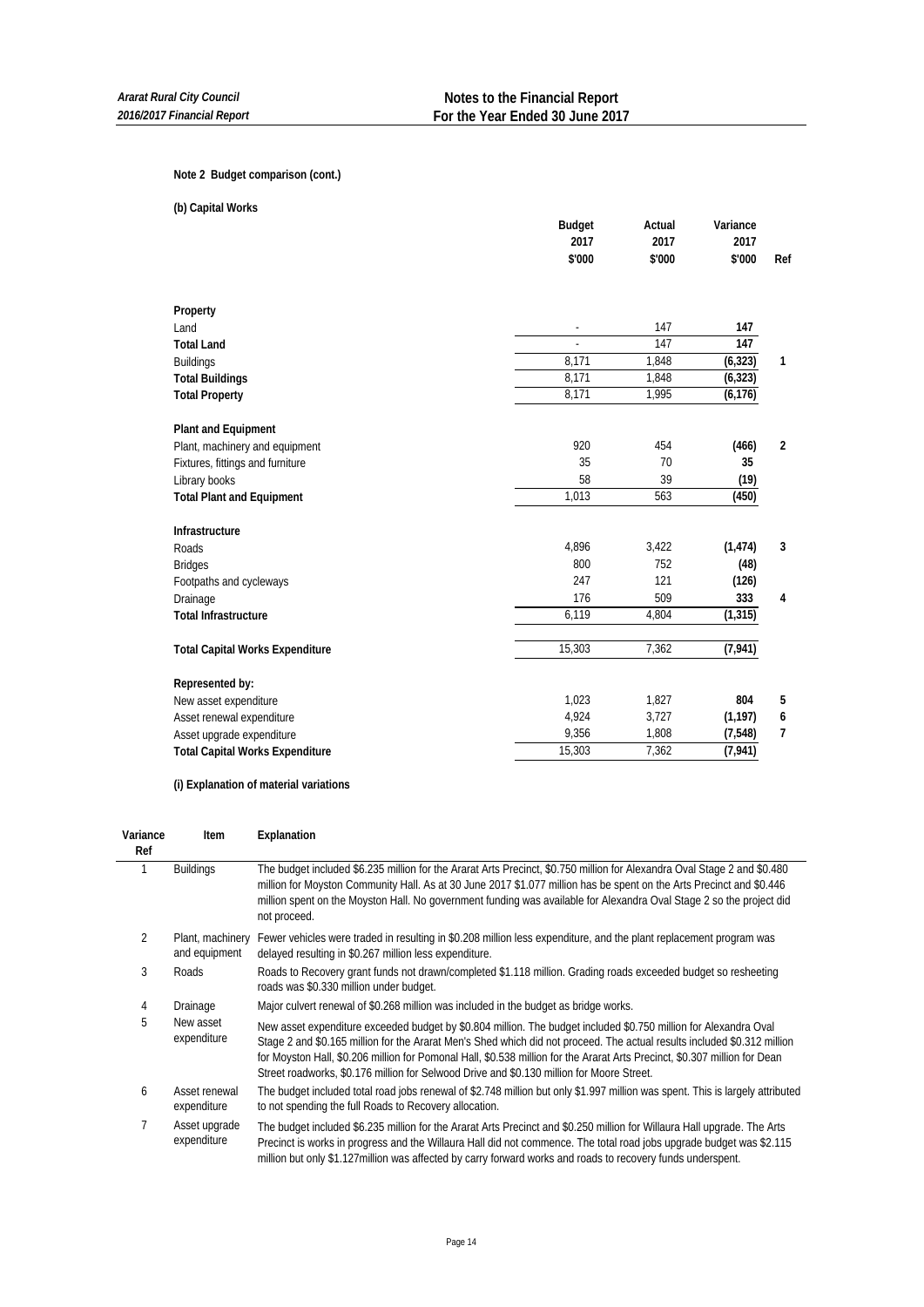**Note 2 Budget comparison (cont.)**

**(b) Capital Works**

| | Budget 2017 $'000 | Actual 2017 $'000 | Variance 2017 $'000 | Ref |
|---|---|---|---|---|
| **Property** | | | | |
| Land | - | 147 | **147** | |
| **Total Land** | - | 147 | **147** | |
| Buildings | 8,171 | 1,848 | **(6,323)** | **1** |
| **Total Buildings** | 8,171 | 1,848 | **(6,323)** | |
| **Total Property** | 8,171 | 1,995 | **(6,176)** | |
| **Plant and Equipment** | | | | |
| Plant, machinery and equipment | 920 | 454 | **(466)** | **2** |
| Fixtures, fittings and furniture | 35 | 70 | **35** | |
| Library books | 58 | 39 | **(19)** | |
| **Total Plant and Equipment** | 1,013 | 563 | **(450)** | |
| **Infrastructure** | | | | |
| Roads | 4,896 | 3,422 | **(1,474)** | **3** |
| Bridges | 800 | 752 | **(48)** | |
| Footpaths and cycleways | 247 | 121 | **(126)** | |
| Drainage | 176 | 509 | **333** | **4** |
| **Total Infrastructure** | 6,119 | 4,804 | **(1,315)** | |
| **Total Capital Works Expenditure** | 15,303 | 7,362 | **(7,941)** | |
| **Represented by:** | | | | |
| New asset expenditure | 1,023 | 1,827 | **804** | **5** |
| Asset renewal expenditure | 4,924 | 3,727 | **(1,197)** | **6** |
| Asset upgrade expenditure | 9,356 | 1,808 | **(7,548)** | **7** |
| **Total Capital Works Expenditure** | 15,303 | 7,362 | **(7,941)** | |

**(i) Explanation of material variations**

| Variance Ref | Item | Explanation |
|---|---|---|
| 1 | Buildings | The budget included $6.235 million for the Ararat Arts Precinct, $0.750 million for Alexandra Oval Stage 2 and $0.480 million for Moyston Community Hall. As at 30 June 2017 $1.077 million has be spent on the Arts Precinct and $0.446 million spent on the Moyston Hall. No government funding was available for Alexandra Oval Stage 2 so the project did not proceed. |
| 2 | Plant, machinery and equipment | Fewer vehicles were traded in resulting in $0.208 million less expenditure, and the plant replacement program was delayed resulting in $0.267 million less expenditure. |
| 3 | Roads | Roads to Recovery grant funds not drawn/completed $1.118 million. Grading roads exceeded budget so resheeting roads was $0.330 million under budget. |
| 4 | Drainage | Major culvert renewal of $0.268 million was included in the budget as bridge works. |
| 5 | New asset expenditure | New asset expenditure exceeded budget by $0.804 million. The budget included $0.750 million for Alexandra Oval Stage 2 and $0.165 million for the Ararat Men's Shed which did not proceed. The actual results included $0.312 million for Moyston Hall, $0.206 million for Pomonal Hall, $0.538 million for the Ararat Arts Precinct, $0.307 million for Dean Street roadworks, $0.176 million for Selwood Drive and $0.130 million for Moore Street. |
| 6 | Asset renewal expenditure | The budget included total road jobs renewal of $2.748 million but only $1.997 million was spent. This is largely attributed to not spending the full Roads to Recovery allocation. |
| 7 | Asset upgrade expenditure | The budget included $6.235 million for the Ararat Arts Precinct and $0.250 million for Willaura Hall upgrade. The Arts Precinct is works in progress and the Willaura Hall did not commence. The total road jobs upgrade budget was $2.115 million but only $1.127million was affected by carry forward works and roads to recovery funds underspent. |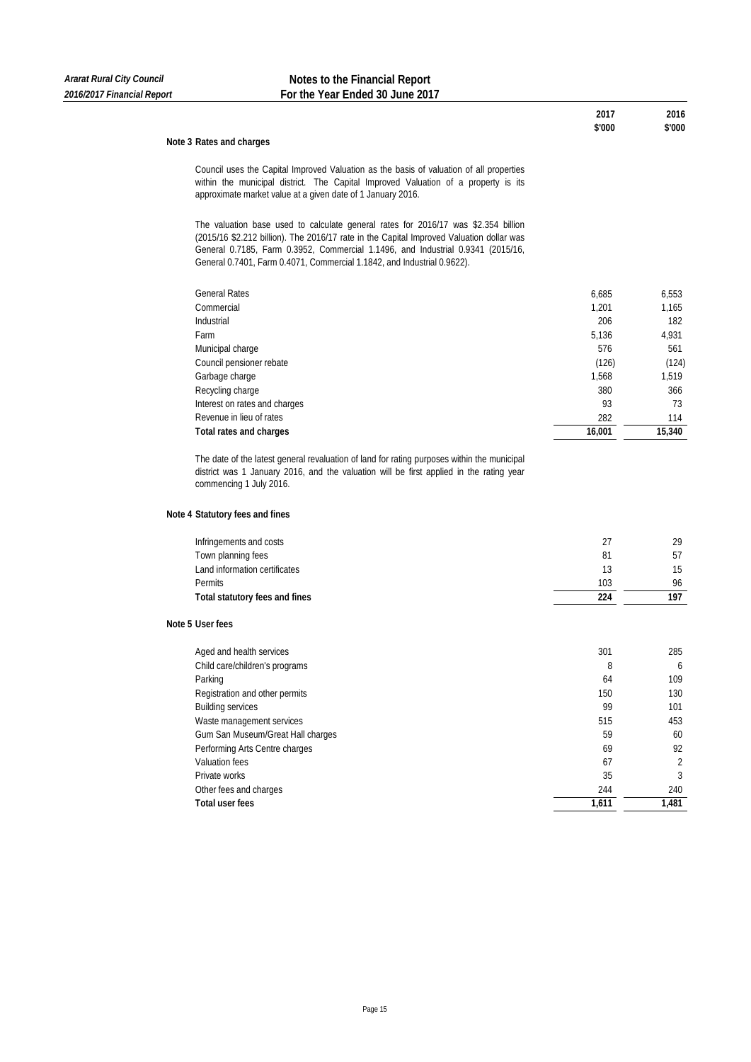## Notes to the Financial Report
## For the Year Ended 30 June 2017

| | 2017<br>$'000 | 2016<br>$'000 |
|---|---|---|

### Note 3 Rates and charges

Council uses the Capital Improved Valuation as the basis of valuation of all properties within the municipal district. The Capital Improved Valuation of a property is its approximate market value at a given date of 1 January 2016.

The valuation base used to calculate general rates for 2016/17 was $2.354 billion (2015/16 $2.212 billion). The 2016/17 rate in the Capital Improved Valuation dollar was General 0.7185, Farm 0.3952, Commercial 1.1496, and Industrial 0.9341 (2015/16, General 0.7401, Farm 0.4071, Commercial 1.1842, and Industrial 0.9622).

| | 2017<br>$'000 | 2016<br>$'000 |
|---|---|---|
| General Rates | 6,685 | 6,553 |
| Commercial | 1,201 | 1,165 |
| Industrial | 206 | 182 |
| Farm | 5,136 | 4,931 |
| Municipal charge | 576 | 561 |
| Council pensioner rebate | (126) | (124) |
| Garbage charge | 1,568 | 1,519 |
| Recycling charge | 380 | 366 |
| Interest on rates and charges | 93 | 73 |
| Revenue in lieu of rates | 282 | 114 |
| **Total rates and charges** | **16,001** | **15,340** |

The date of the latest general revaluation of land for rating purposes within the municipal district was 1 January 2016, and the valuation will be first applied in the rating year commencing 1 July 2016.

### Note 4 Statutory fees and fines

| | 2017<br>$'000 | 2016<br>$'000 |
|---|---|---|
| Infringements and costs | 27 | 29 |
| Town planning fees | 81 | 57 |
| Land information certificates | 13 | 15 |
| Permits | 103 | 96 |
| **Total statutory fees and fines** | **224** | **197** |

### Note 5 User fees

| | 2017<br>$'000 | 2016<br>$'000 |
|---|---|---|
| Aged and health services | 301 | 285 |
| Child care/children's programs | 8 | 6 |
| Parking | 64 | 109 |
| Registration and other permits | 150 | 130 |
| Building services | 99 | 101 |
| Waste management services | 515 | 453 |
| Gum San Museum/Great Hall charges | 59 | 60 |
| Performing Arts Centre charges | 69 | 92 |
| Valuation fees | 67 | 2 |
| Private works | 35 | 3 |
| Other fees and charges | 244 | 240 |
| **Total user fees** | **1,611** | **1,481** |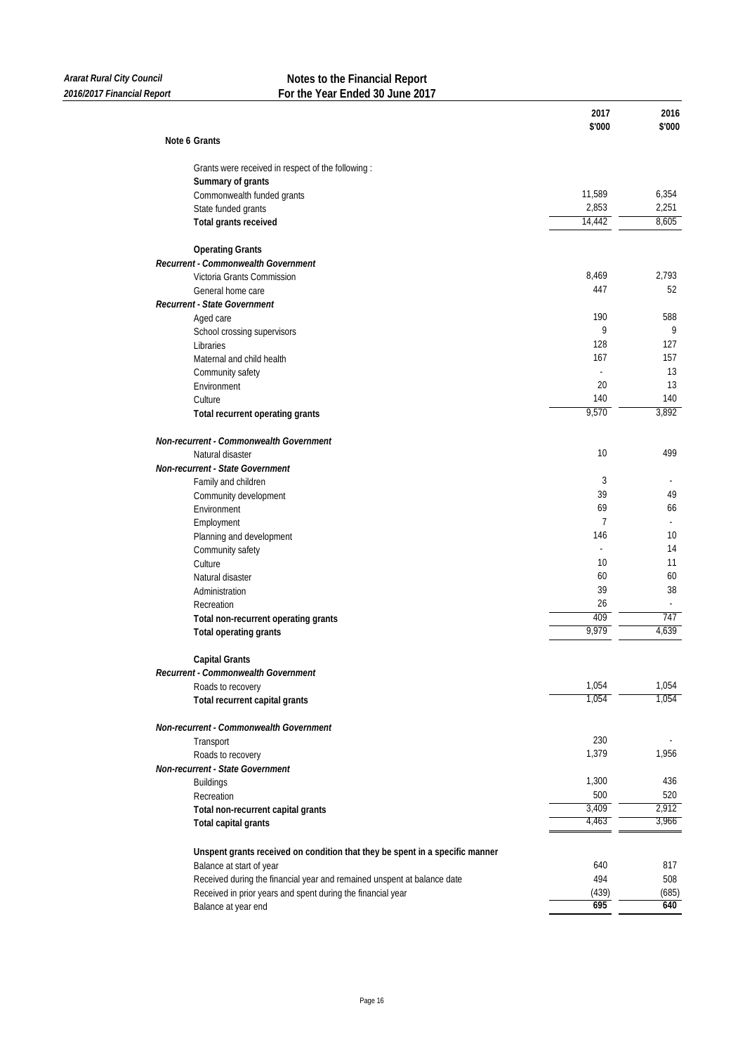## Note 6 Grants

| | 2017 $'000 | 2016 $'000 |
|---|---|---|
| Grants were received in respect of the following : | | |
| **Summary of grants** | | |
| Commonwealth funded grants | 11,589 | 6,354 |
| State funded grants | 2,853 | 2,251 |
| **Total grants received** | 14,442 | 8,605 |
| | | |
| **Operating Grants** | | |
| ***Recurrent - Commonwealth Government*** | | |
| Victoria Grants Commission | 8,469 | 2,793 |
| General home care | 447 | 52 |
| ***Recurrent - State Government*** | | |
| Aged care | 190 | 588 |
| School crossing supervisors | 9 | 9 |
| Libraries | 128 | 127 |
| Maternal and child health | 167 | 157 |
| Community safety | - | 13 |
| Environment | 20 | 13 |
| Culture | 140 | 140 |
| **Total recurrent operating grants** | 9,570 | 3,892 |
| | | |
| ***Non-recurrent - Commonwealth Government*** | | |
| Natural disaster | 10 | 499 |
| ***Non-recurrent - State Government*** | | |
| Family and children | 3 | - |
| Community development | 39 | 49 |
| Environment | 69 | 66 |
| Employment | 7 | - |
| Planning and development | 146 | 10 |
| Community safety | - | 14 |
| Culture | 10 | 11 |
| Natural disaster | 60 | 60 |
| Administration | 39 | 38 |
| Recreation | 26 | - |
| **Total non-recurrent operating grants** | 409 | 747 |
| **Total operating grants** | 9,979 | 4,639 |
| | | |
| **Capital Grants** | | |
| ***Recurrent - Commonwealth Government*** | | |
| Roads to recovery | 1,054 | 1,054 |
| **Total recurrent capital grants** | 1,054 | 1,054 |
| | | |
| ***Non-recurrent - Commonwealth Government*** | | |
| Transport | 230 | - |
| Roads to recovery | 1,379 | 1,956 |
| ***Non-recurrent - State Government*** | | |
| Buildings | 1,300 | 436 |
| Recreation | 500 | 520 |
| **Total non-recurrent capital grants** | 3,409 | 2,912 |
| **Total capital grants** | 4,463 | 3,966 |
| | | |
| **Unspent grants received on condition that they be spent in a specific manner** | | |
| Balance at start of year | 640 | 817 |
| Received during the financial year and remained unspent at balance date | 494 | 508 |
| Received in prior years and spent during the financial year | (439) | (685) |
| Balance at year end | **695** | **640** |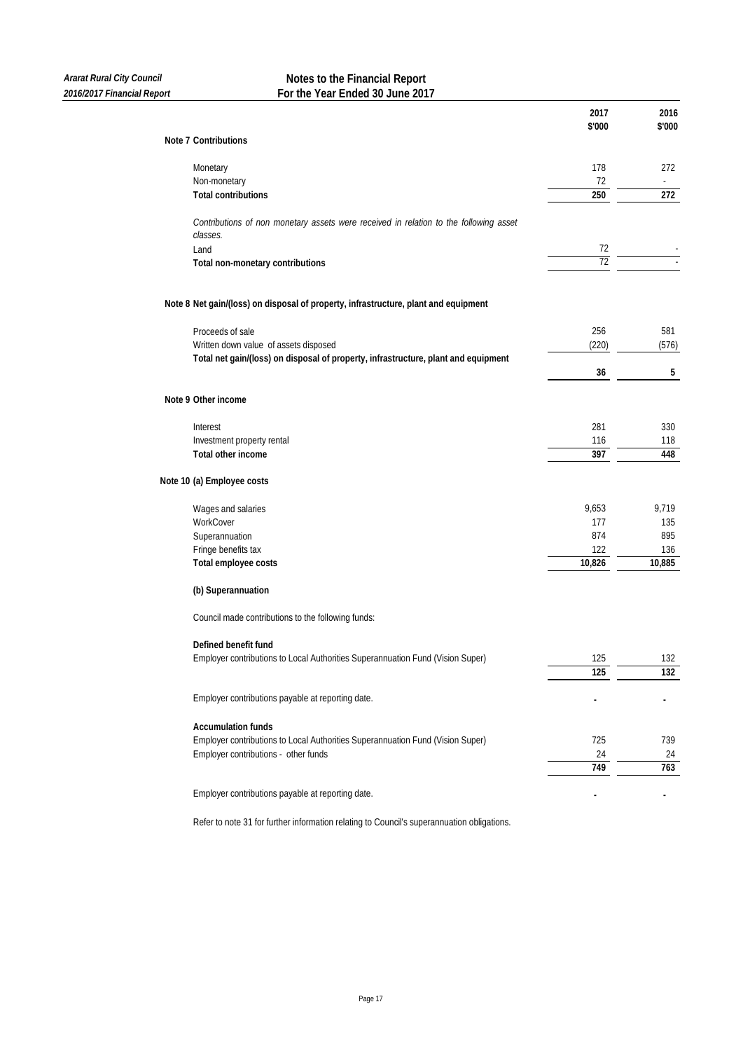## Notes to the Financial Report
## For the Year Ended 30 June 2017

### Note 7 Contributions

| | 2017 $'000 | 2016 $'000 |
|---|---|---|
| Monetary | 178 | 272 |
| Non-monetary | 72 | - |
| **Total contributions** | **250** | **272** |

*Contributions of non monetary assets were received in relation to the following asset classes.*

| | 2017 $'000 | 2016 $'000 |
|---|---|---|
| Land | 72 | - |
| **Total non-monetary contributions** | 72 | - |

### Note 8 Net gain/(loss) on disposal of property, infrastructure, plant and equipment

| | 2017 $'000 | 2016 $'000 |
|---|---|---|
| Proceeds of sale | 256 | 581 |
| Written down value of assets disposed | (220) | (576) |
| **Total net gain/(loss) on disposal of property, infrastructure, plant and equipment** | **36** | **5** |

### Note 9 Other income

| | 2017 $'000 | 2016 $'000 |
|---|---|---|
| Interest | 281 | 330 |
| Investment property rental | 116 | 118 |
| **Total other income** | **397** | **448** |

### Note 10 (a) Employee costs

| | 2017 $'000 | 2016 $'000 |
|---|---|---|
| Wages and salaries | 9,653 | 9,719 |
| WorkCover | 177 | 135 |
| Superannuation | 874 | 895 |
| Fringe benefits tax | 122 | 136 |
| **Total employee costs** | **10,826** | **10,885** |

### (b) Superannuation

Council made contributions to the following funds:

| | 2017 $'000 | 2016 $'000 |
|---|---|---|
| **Defined benefit fund** | | |
| Employer contributions to Local Authorities Superannuation Fund (Vision Super) | 125 | 132 |
| | **125** | **132** |
| Employer contributions payable at reporting date. | **-** | **-** |
| **Accumulation funds** | | |
| Employer contributions to Local Authorities Superannuation Fund (Vision Super) | 725 | 739 |
| Employer contributions - other funds | 24 | 24 |
| | **749** | **763** |
| Employer contributions payable at reporting date. | **-** | **-** |

Refer to note 31 for further information relating to Council's superannuation obligations.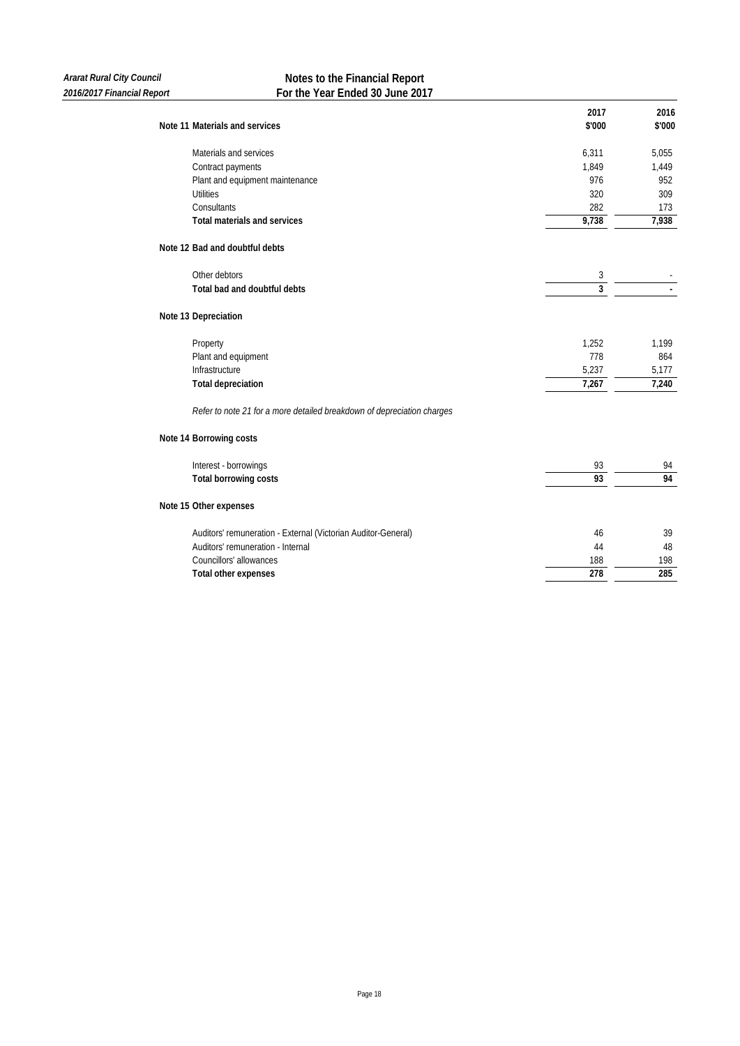## Note 11 Materials and services

| | 2017 $'000 | 2016 $'000 |
|---|---|---|
| Materials and services | 6,311 | 5,055 |
| Contract payments | 1,849 | 1,449 |
| Plant and equipment maintenance | 976 | 952 |
| Utilities | 320 | 309 |
| Consultants | 282 | 173 |
| **Total materials and services** | **9,738** | **7,938** |

## Note 12 Bad and doubtful debts

| | 2017 $'000 | 2016 $'000 |
|---|---|---|
| Other debtors | 3 | - |
| **Total bad and doubtful debts** | **3** | **-** |

## Note 13 Depreciation

| | 2017 $'000 | 2016 $'000 |
|---|---|---|
| Property | 1,252 | 1,199 |
| Plant and equipment | 778 | 864 |
| Infrastructure | 5,237 | 5,177 |
| **Total depreciation** | **7,267** | **7,240** |

*Refer to note 21 for a more detailed breakdown of depreciation charges*

## Note 14 Borrowing costs

| | 2017 $'000 | 2016 $'000 |
|---|---|---|
| Interest - borrowings | 93 | 94 |
| **Total borrowing costs** | **93** | **94** |

## Note 15 Other expenses

| | 2017 $'000 | 2016 $'000 |
|---|---|---|
| Auditors' remuneration - External (Victorian Auditor-General) | 46 | 39 |
| Auditors' remuneration - Internal | 44 | 48 |
| Councillors' allowances | 188 | 198 |
| **Total other expenses** | **278** | **285** |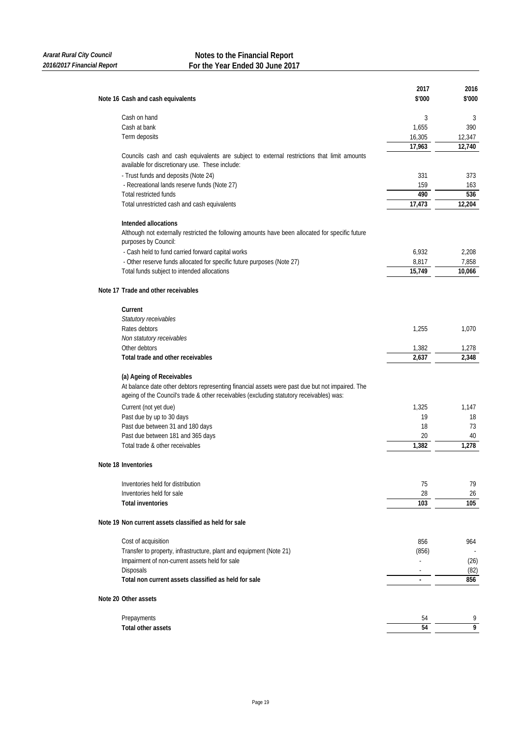## Note 16 Cash and cash equivalents

| | 2017<br>$'000 | 2016<br>$'000 |
|---|---|---|
| Cash on hand | 3 | 3 |
| Cash at bank | 1,655 | 390 |
| Term deposits | 16,305 | 12,347 |
| | **17,963** | **12,740** |
| Councils cash and cash equivalents are subject to external restrictions that limit amounts available for discretionary use. These include: | | |
| - Trust funds and deposits (Note 24) | 331 | 373 |
| - Recreational lands reserve funds (Note 27) | 159 | 163 |
| Total restricted funds | **490** | **536** |
| Total unrestricted cash and cash equivalents | **17,473** | **12,204** |
| **Intended allocations** | | |
| Although not externally restricted the following amounts have been allocated for specific future purposes by Council: | | |
| - Cash held to fund carried forward capital works | 6,932 | 2,208 |
| - Other reserve funds allocated for specific future purposes (Note 27) | 8,817 | 7,858 |
| Total funds subject to intended allocations | **15,749** | **10,066** |

## Note 17 Trade and other receivables

| | 2017<br>$'000 | 2016<br>$'000 |
|---|---|---|
| **Current** | | |
| *Statutory receivables* | | |
| Rates debtors | 1,255 | 1,070 |
| *Non statutory receivables* | | |
| Other debtors | 1,382 | 1,278 |
| **Total trade and other receivables** | **2,637** | **2,348** |

**(a) Ageing of Receivables**

At balance date other debtors representing financial assets were past due but not impaired. The ageing of the Council's trade & other receivables (excluding statutory receivables) was:

| | 2017<br>$'000 | 2016<br>$'000 |
|---|---|---|
| Current (not yet due) | 1,325 | 1,147 |
| Past due by up to 30 days | 19 | 18 |
| Past due between 31 and 180 days | 18 | 73 |
| Past due between 181 and 365 days | 20 | 40 |
| Total trade & other receivables | **1,382** | **1,278** |

## Note 18 Inventories

| | 2017<br>$'000 | 2016<br>$'000 |
|---|---|---|
| Inventories held for distribution | 75 | 79 |
| Inventories held for sale | 28 | 26 |
| **Total inventories** | **103** | **105** |

## Note 19 Non current assets classified as held for sale

| | 2017<br>$'000 | 2016<br>$'000 |
|---|---|---|
| Cost of acquisition | 856 | 964 |
| Transfer to property, infrastructure, plant and equipment (Note 21) | (856) | - |
| Impairment of non-current assets held for sale | - | (26) |
| Disposals | - | (82) |
| **Total non current assets classified as held for sale** | **-** | **856** |

## Note 20 Other assets

| | 2017<br>$'000 | 2016<br>$'000 |
|---|---|---|
| Prepayments | 54 | 9 |
| **Total other assets** | **54** | **9** |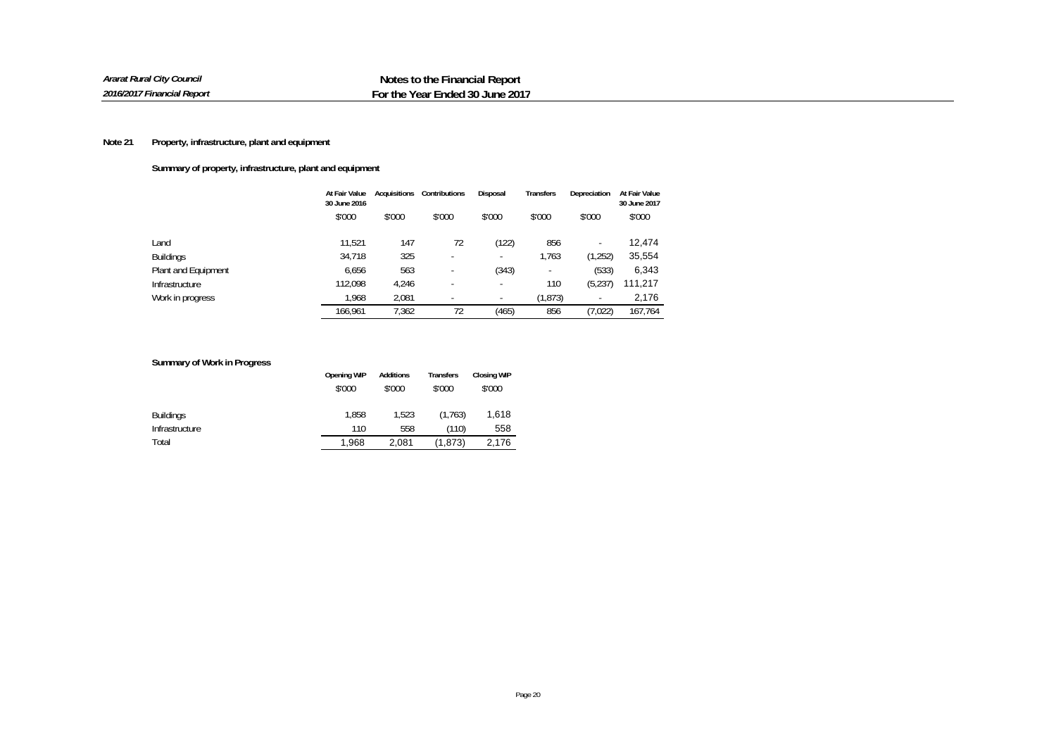## Note 21 Property, infrastructure, plant and equipment

### Summary of property, infrastructure, plant and equipment

| | At Fair Value 30 June 2016 | Acquisitions | Contributions | Disposal | Transfers | Depreciation | At Fair Value 30 June 2017 |
|---|---|---|---|---|---|---|---|
| | $'000 | $'000 | $'000 | $'000 | $'000 | $'000 | $'000 |
| Land | 11,521 | 147 | 72 | (122) | 856 | - | 12,474 |
| Buildings | 34,718 | 325 | - | - | 1,763 | (1,252) | 35,554 |
| Plant and Equipment | 6,656 | 563 | - | (343) | - | (533) | 6,343 |
| Infrastructure | 112,098 | 4,246 | - | - | 110 | (5,237) | 111,217 |
| Work in progress | 1,968 | 2,081 | - | - | (1,873) | - | 2,176 |
| | 166,961 | 7,362 | 72 | (465) | 856 | (7,022) | 167,764 |

### Summary of Work in Progress

| | Opening WIP | Additions | Transfers | Closing WIP |
|---|---|---|---|---|
| | $'000 | $'000 | $'000 | $'000 |
| Buildings | 1,858 | 1,523 | (1,763) | 1,618 |
| Infrastructure | 110 | 558 | (110) | 558 |
| Total | 1,968 | 2,081 | (1,873) | 2,176 |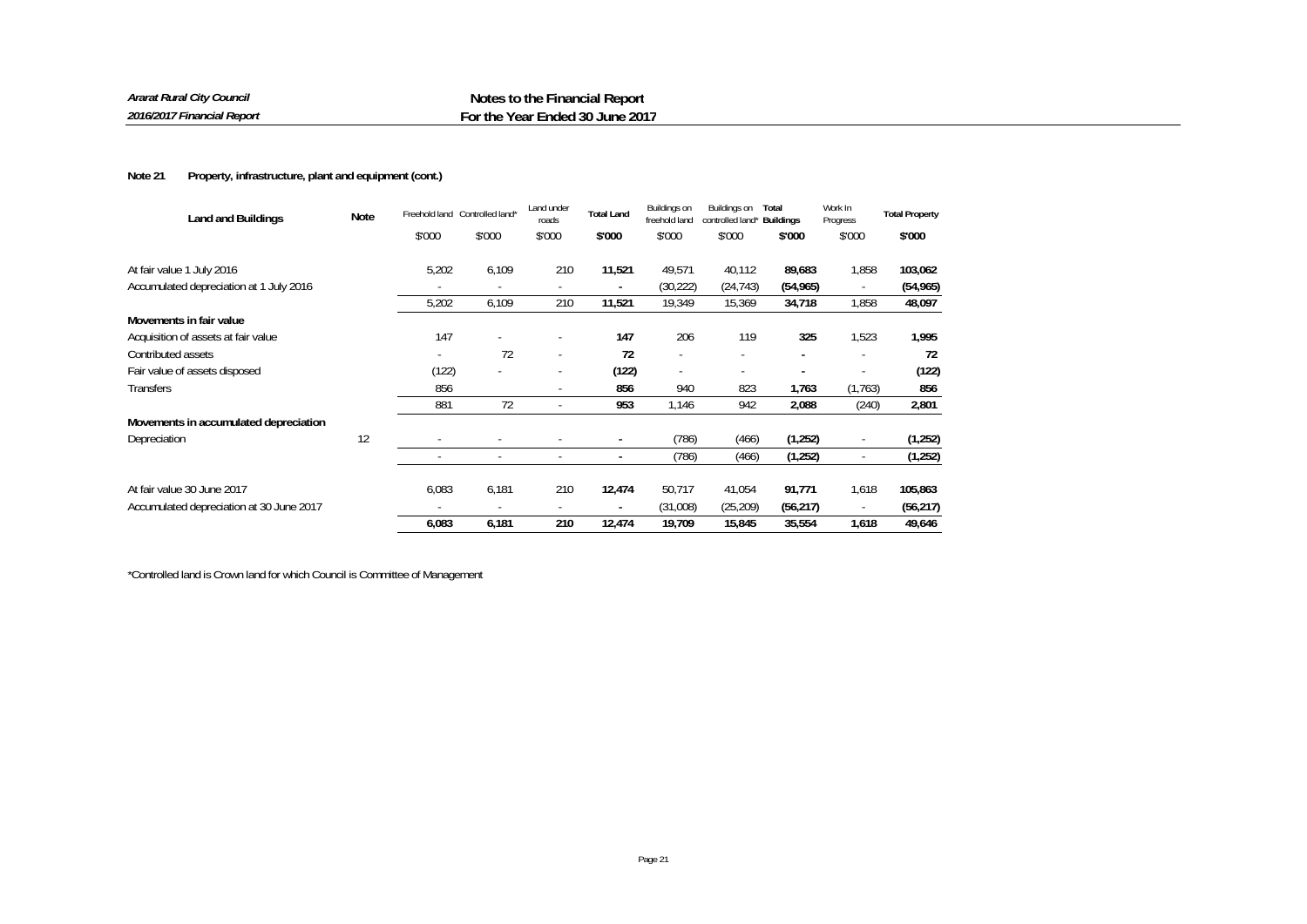## Note 21 Property, infrastructure, plant and equipment (cont.)

| Land and Buildings | Note | Freehold land | Controlled land* | Land under roads | Total Land | Buildings on freehold land | Buildings on controlled land* | Total Buildings | Work In Progress | Total Property |
|---|---|---|---|---|---|---|---|---|---|---|
| | | $'000 | $'000 | $'000 | **$'000** | $'000 | $'000 | **$'000** | $'000 | **$'000** |
| At fair value 1 July 2016 | | 5,202 | 6,109 | 210 | **11,521** | 49,571 | 40,112 | **89,683** | 1,858 | **103,062** |
| Accumulated depreciation at 1 July 2016 | | - | - | - | **-** | (30,222) | (24,743) | **(54,965)** | - | **(54,965)** |
| | | 5,202 | 6,109 | 210 | **11,521** | 19,349 | 15,369 | **34,718** | 1,858 | **48,097** |
| **Movements in fair value** | | | | | | | | | | |
| Acquisition of assets at fair value | | 147 | - | - | **147** | 206 | 119 | **325** | 1,523 | **1,995** |
| Contributed assets | | - | 72 | - | **72** | - | - | **-** | - | **72** |
| Fair value of assets disposed | | (122) | - | - | **(122)** | - | - | **-** | - | **(122)** |
| Transfers | | 856 | | - | **856** | 940 | 823 | **1,763** | (1,763) | **856** |
| | | 881 | 72 | - | **953** | 1,146 | 942 | **2,088** | (240) | **2,801** |
| **Movements in accumulated depreciation** | | | | | | | | | | |
| Depreciation | 12 | - | - | - | **-** | (786) | (466) | **(1,252)** | - | **(1,252)** |
| | | - | - | - | **-** | (786) | (466) | **(1,252)** | - | **(1,252)** |
| At fair value 30 June 2017 | | 6,083 | 6,181 | 210 | **12,474** | 50,717 | 41,054 | **91,771** | 1,618 | **105,863** |
| Accumulated depreciation at 30 June 2017 | | - | - | - | **-** | (31,008) | (25,209) | **(56,217)** | - | **(56,217)** |
| | | **6,083** | **6,181** | **210** | **12,474** | **19,709** | **15,845** | **35,554** | **1,618** | **49,646** |

*Controlled land is Crown land for which Council is Committee of Management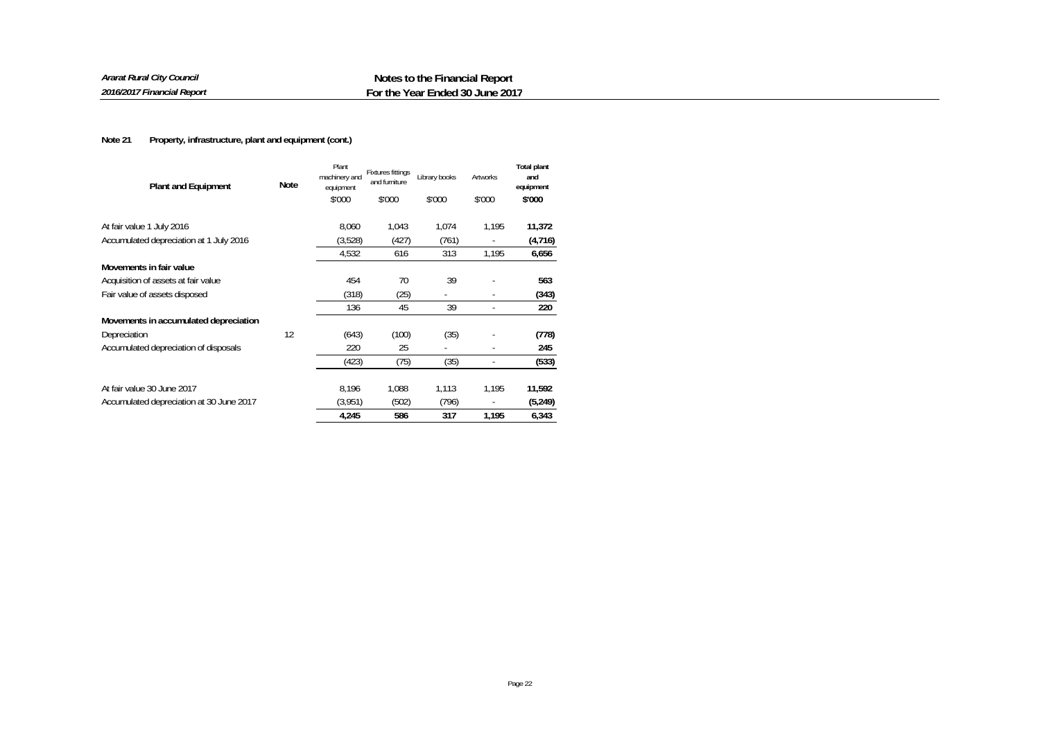**Note 21 Property, infrastructure, plant and equipment (cont.)**

| Plant and Equipment | Note | Plant machinery and equipment | Fixtures fittings and furniture | Library books | Artworks | Total plant and equipment |
|---|---|---|---|---|---|---|
| | | $'000 | $'000 | $'000 | $'000 | $'000 |
| At fair value 1 July 2016 | | 8,060 | 1,043 | 1,074 | 1,195 | **11,372** |
| Accumulated depreciation at 1 July 2016 | | (3,528) | (427) | (761) | - | **(4,716)** |
| | | 4,532 | 616 | 313 | 1,195 | **6,656** |
| **Movements in fair value** | | | | | | |
| Acquisition of assets at fair value | | 454 | 70 | 39 | - | **563** |
| Fair value of assets disposed | | (318) | (25) | - | - | **(343)** |
| | | 136 | 45 | 39 | - | **220** |
| **Movements in accumulated depreciation** | | | | | | |
| Depreciation | 12 | (643) | (100) | (35) | - | **(778)** |
| Accumulated depreciation of disposals | | 220 | 25 | - | - | **245** |
| | | (423) | (75) | (35) | - | **(533)** |
| At fair value 30 June 2017 | | 8,196 | 1,088 | 1,113 | 1,195 | **11,592** |
| Accumulated depreciation at 30 June 2017 | | (3,951) | (502) | (796) | - | **(5,249)** |
| | | **4,245** | **586** | **317** | **1,195** | **6,343** |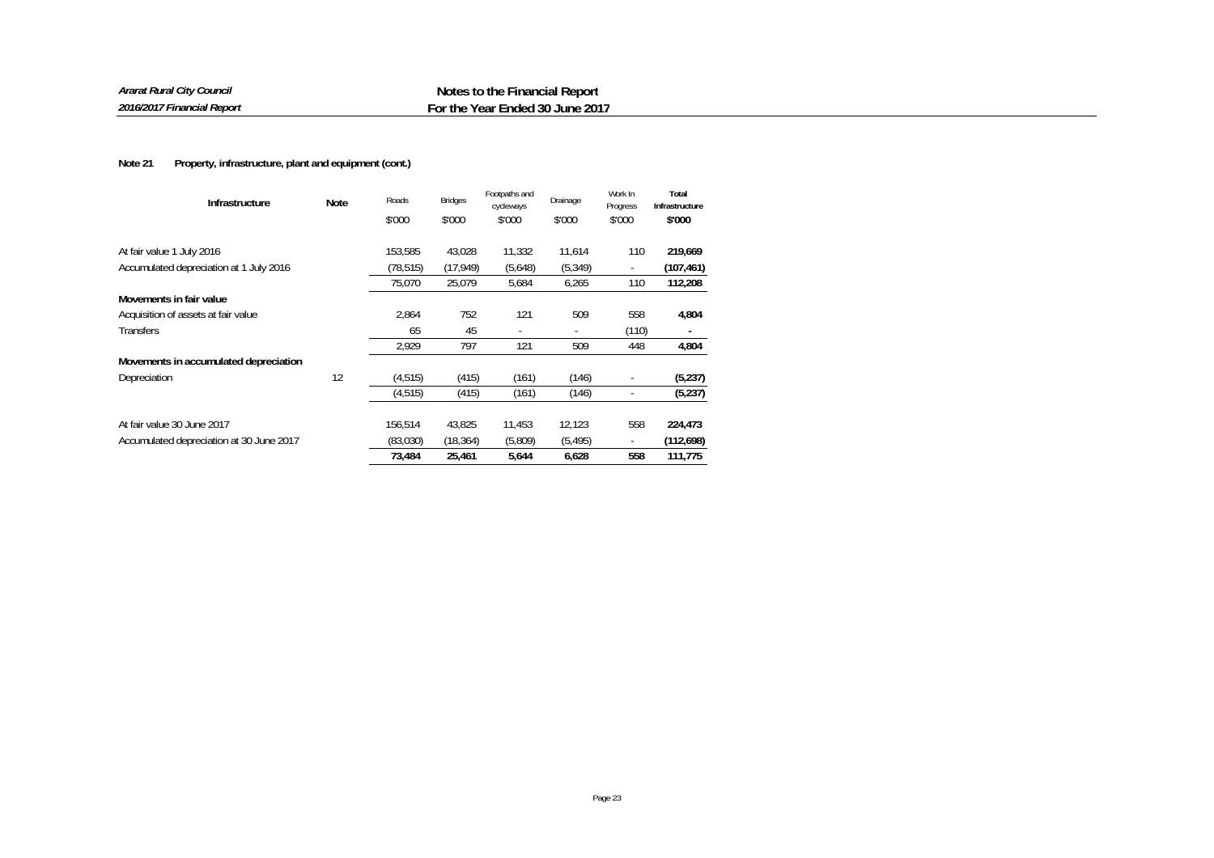**Note 21 Property, infrastructure, plant and equipment (cont.)**

| Infrastructure | Note | Roads<br>$'000 | Bridges<br>$'000 | Footpaths and cycleways<br>$'000 | Drainage<br>$'000 | Work In Progress<br>$'000 | **Total Infrastructure**<br>**$'000** |
|---|---|---|---|---|---|---|---|
| At fair value 1 July 2016 | | 153,585 | 43,028 | 11,332 | 11,614 | 110 | **219,669** |
| Accumulated depreciation at 1 July 2016 | | (78,515) | (17,949) | (5,648) | (5,349) | - | **(107,461)** |
| | | 75,070 | 25,079 | 5,684 | 6,265 | 110 | **112,208** |
| **Movements in fair value** | | | | | | | |
| Acquisition of assets at fair value | | 2,864 | 752 | 121 | 509 | 558 | **4,804** |
| Transfers | | 65 | 45 | - | - | (110) | **-** |
| | | 2,929 | 797 | 121 | 509 | 448 | **4,804** |
| **Movements in accumulated depreciation** | | | | | | | |
| Depreciation | 12 | (4,515) | (415) | (161) | (146) | - | **(5,237)** |
| | | (4,515) | (415) | (161) | (146) | - | **(5,237)** |
| At fair value 30 June 2017 | | 156,514 | 43,825 | 11,453 | 12,123 | 558 | **224,473** |
| Accumulated depreciation at 30 June 2017 | | (83,030) | (18,364) | (5,809) | (5,495) | - | **(112,698)** |
| | | **73,484** | **25,461** | **5,644** | **6,628** | **558** | **111,775** |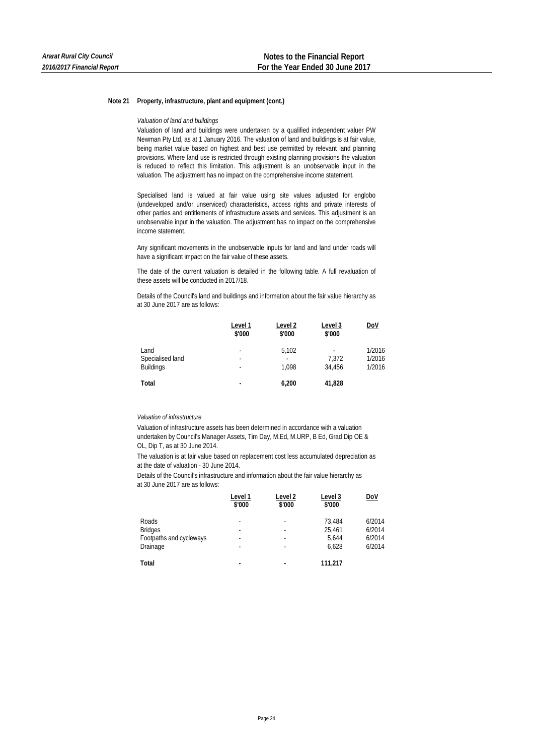## Note 21 Property, infrastructure, plant and equipment (cont.)

*Valuation of land and buildings*

Valuation of land and buildings were undertaken by a qualified independent valuer PW Newman Pty Ltd, as at 1 January 2016. The valuation of land and buildings is at fair value, being market value based on highest and best use permitted by relevant land planning provisions. Where land use is restricted through existing planning provisions the valuation is reduced to reflect this limitation. This adjustment is an unobservable input in the valuation. The adjustment has no impact on the comprehensive income statement.

Specialised land is valued at fair value using site values adjusted for englobo (undeveloped and/or unserviced) characteristics, access rights and private interests of other parties and entitlements of infrastructure assets and services. This adjustment is an unobservable input in the valuation. The adjustment has no impact on the comprehensive income statement.

Any significant movements in the unobservable inputs for land and land under roads will have a significant impact on the fair value of these assets.

The date of the current valuation is detailed in the following table. A full revaluation of these assets will be conducted in 2017/18.

Details of the Council's land and buildings and information about the fair value hierarchy as at 30 June 2017 are as follows:

| | Level 1 $'000 | Level 2 $'000 | Level 3 $'000 | DoV |
|---|---|---|---|---|
| Land | - | 5,102 | - | 1/2016 |
| Specialised land | - | - | 7,372 | 1/2016 |
| Buildings | - | 1,098 | 34,456 | 1/2016 |
| **Total** | **-** | **6,200** | **41,828** | |

*Valuation of infrastructure*

Valuation of infrastructure assets has been determined in accordance with a valuation undertaken by Council's Manager Assets, Tim Day, M.Ed, M.URP, B Ed, Grad Dip OE & OL, Dip T, as at 30 June 2014.

The valuation is at fair value based on replacement cost less accumulated depreciation as at the date of valuation - 30 June 2014.

Details of the Council's infrastructure and information about the fair value hierarchy as at 30 June 2017 are as follows:

| | Level 1 $'000 | Level 2 $'000 | Level 3 $'000 | DoV |
|---|---|---|---|---|
| Roads | - | - | 73,484 | 6/2014 |
| Bridges | - | - | 25,461 | 6/2014 |
| Footpaths and cycleways | - | - | 5,644 | 6/2014 |
| Drainage | - | - | 6,628 | 6/2014 |
| **Total** | **-** | **-** | **111,217** | |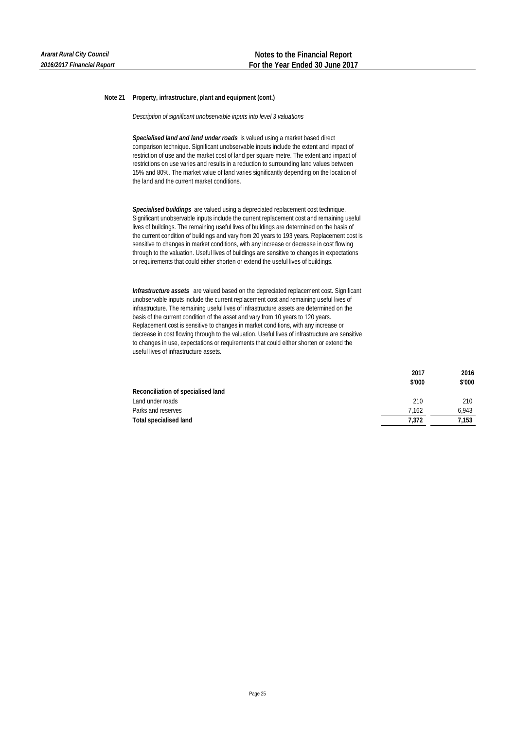## Note 21 Property, infrastructure, plant and equipment (cont.)

*Description of significant unobservable inputs into level 3 valuations*

***Specialised land and land under roads*** is valued using a market based direct comparison technique. Significant unobservable inputs include the extent and impact of restriction of use and the market cost of land per square metre. The extent and impact of restrictions on use varies and results in a reduction to surrounding land values between 15% and 80%. The market value of land varies significantly depending on the location of the land and the current market conditions.

***Specialised buildings*** are valued using a depreciated replacement cost technique. Significant unobservable inputs include the current replacement cost and remaining useful lives of buildings. The remaining useful lives of buildings are determined on the basis of the current condition of buildings and vary from 20 years to 193 years. Replacement cost is sensitive to changes in market conditions, with any increase or decrease in cost flowing through to the valuation. Useful lives of buildings are sensitive to changes in expectations or requirements that could either shorten or extend the useful lives of buildings.

***Infrastructure assets*** are valued based on the depreciated replacement cost. Significant unobservable inputs include the current replacement cost and remaining useful lives of infrastructure. The remaining useful lives of infrastructure assets are determined on the basis of the current condition of the asset and vary from 10 years to 120 years. Replacement cost is sensitive to changes in market conditions, with any increase or decrease in cost flowing through to the valuation. Useful lives of infrastructure are sensitive to changes in use, expectations or requirements that could either shorten or extend the useful lives of infrastructure assets.

| | 2017 | 2016 |
|---|---|---|
| | $'000 | $'000 |
| **Reconciliation of specialised land** | | |
| Land under roads | 210 | 210 |
| Parks and reserves | 7,162 | 6,943 |
| **Total specialised land** | **7,372** | **7,153** |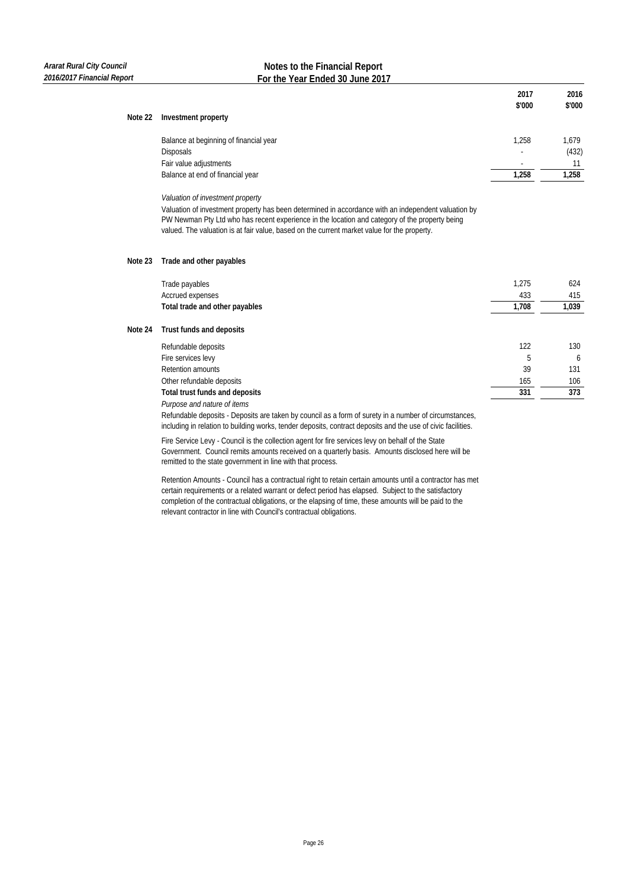| | 2017 $'000 | 2016 $'000 |
|---|---|---|
| **Note 22 Investment property** | | |
| Balance at beginning of financial year | 1,258 | 1,679 |
| Disposals | - | (432) |
| Fair value adjustments | - | 11 |
| Balance at end of financial year | **1,258** | **1,258** |

*Valuation of investment property*

Valuation of investment property has been determined in accordance with an independent valuation by PW Newman Pty Ltd who has recent experience in the location and category of the property being valued. The valuation is at fair value, based on the current market value for the property.

**Note 23 Trade and other payables**

| | 2017 $'000 | 2016 $'000 |
|---|---|---|
| Trade payables | 1,275 | 624 |
| Accrued expenses | 433 | 415 |
| **Total trade and other payables** | **1,708** | **1,039** |

**Note 24 Trust funds and deposits**

| | 2017 $'000 | 2016 $'000 |
|---|---|---|
| Refundable deposits | 122 | 130 |
| Fire services levy | 5 | 6 |
| Retention amounts | 39 | 131 |
| Other refundable deposits | 165 | 106 |
| **Total trust funds and deposits** | **331** | **373** |

*Purpose and nature of items*

Refundable deposits - Deposits are taken by council as a form of surety in a number of circumstances, including in relation to building works, tender deposits, contract deposits and the use of civic facilities.

Fire Service Levy - Council is the collection agent for fire services levy on behalf of the State Government. Council remits amounts received on a quarterly basis. Amounts disclosed here will be remitted to the state government in line with that process.

Retention Amounts - Council has a contractual right to retain certain amounts until a contractor has met certain requirements or a related warrant or defect period has elapsed. Subject to the satisfactory completion of the contractual obligations, or the elapsing of time, these amounts will be paid to the relevant contractor in line with Council's contractual obligations.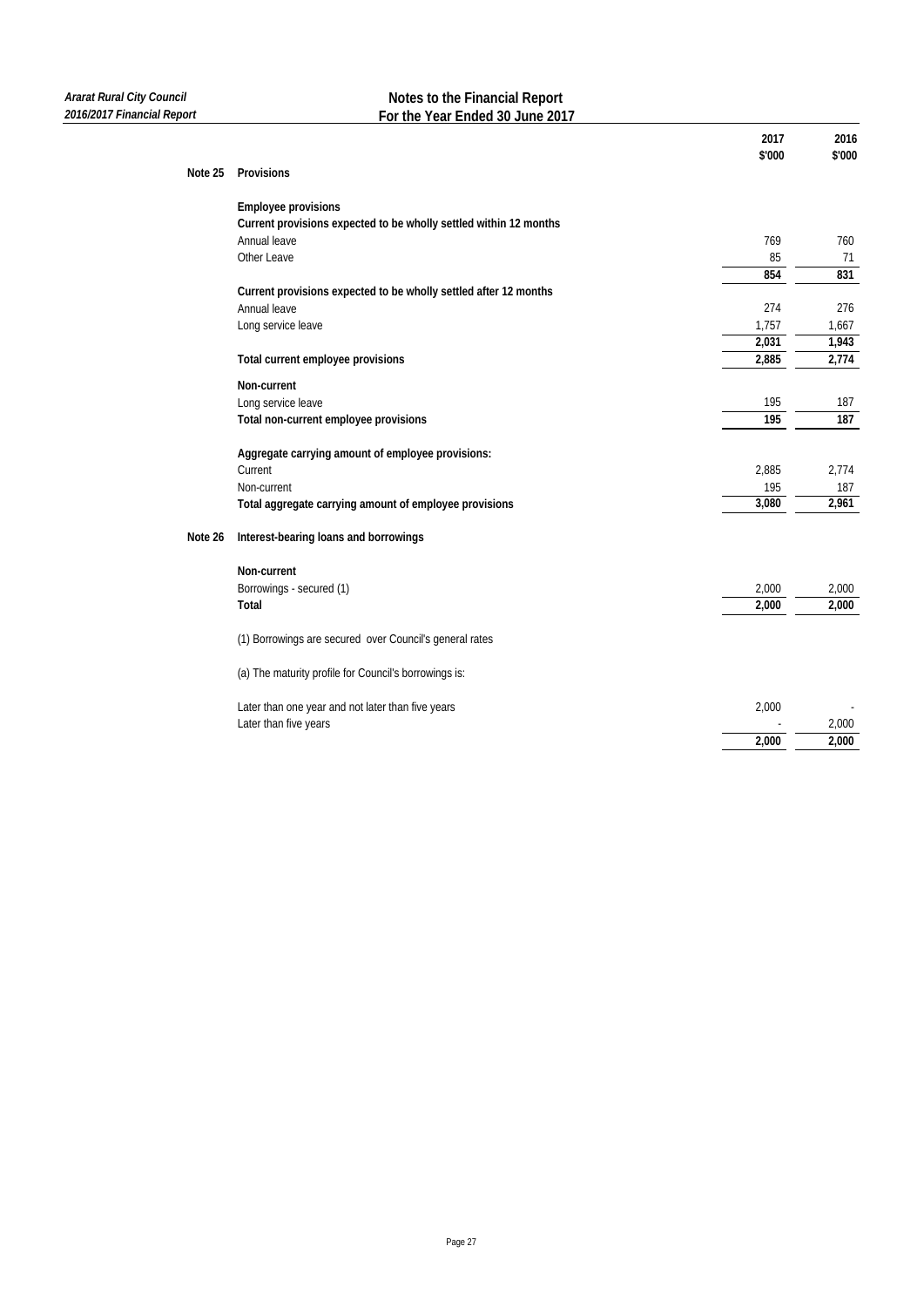## Note 25 Provisions

| | 2017 $'000 | 2016 $'000 |
|---|---|---|
| **Employee provisions** | | |
| **Current provisions expected to be wholly settled within 12 months** | | |
| Annual leave | 769 | 760 |
| Other Leave | 85 | 71 |
| | **854** | **831** |
| **Current provisions expected to be wholly settled after 12 months** | | |
| Annual leave | 274 | 276 |
| Long service leave | 1,757 | 1,667 |
| | **2,031** | **1,943** |
| **Total current employee provisions** | **2,885** | **2,774** |
| **Non-current** | | |
| Long service leave | 195 | 187 |
| **Total non-current employee provisions** | **195** | **187** |
| **Aggregate carrying amount of employee provisions:** | | |
| Current | 2,885 | 2,774 |
| Non-current | 195 | 187 |
| **Total aggregate carrying amount of employee provisions** | **3,080** | **2,961** |

## Note 26 Interest-bearing loans and borrowings

| | 2017 $'000 | 2016 $'000 |
|---|---|---|
| **Non-current** | | |
| Borrowings - secured (1) | 2,000 | 2,000 |
| **Total** | **2,000** | **2,000** |

(1) Borrowings are secured over Council's general rates

(a) The maturity profile for Council's borrowings is:

| | 2017 $'000 | 2016 $'000 |
|---|---|---|
| Later than one year and not later than five years | 2,000 | - |
| Later than five years | - | 2,000 |
| | **2,000** | **2,000** |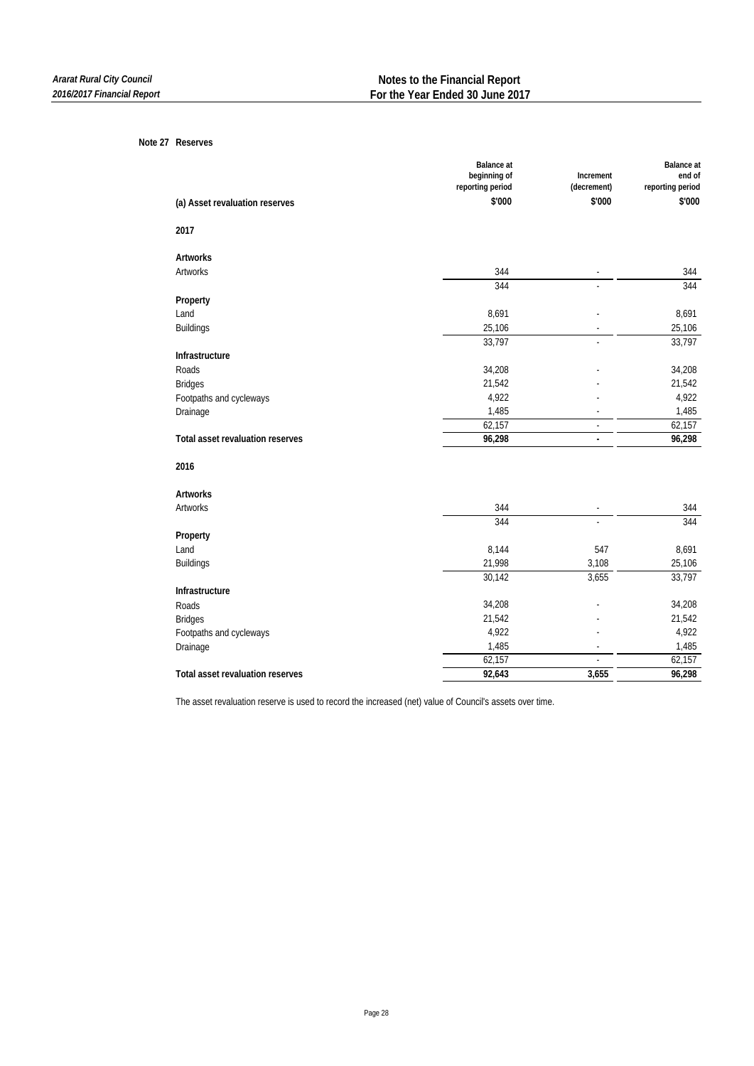## Note 27 Reserves

| (a) Asset revaluation reserves | Balance at beginning of reporting period $'000 | Increment (decrement) $'000 | Balance at end of reporting period $'000 |
|---|---|---|---|
| **2017** | | | |
| **Artworks** | | | |
| Artworks | 344 | - | 344 |
| | 344 | - | 344 |
| **Property** | | | |
| Land | 8,691 | - | 8,691 |
| Buildings | 25,106 | - | 25,106 |
| | 33,797 | - | 33,797 |
| **Infrastructure** | | | |
| Roads | 34,208 | - | 34,208 |
| Bridges | 21,542 | - | 21,542 |
| Footpaths and cycleways | 4,922 | - | 4,922 |
| Drainage | 1,485 | - | 1,485 |
| | 62,157 | - | 62,157 |
| **Total asset revaluation reserves** | **96,298** | **-** | **96,298** |
| **2016** | | | |
| **Artworks** | | | |
| Artworks | 344 | - | 344 |
| | 344 | - | 344 |
| **Property** | | | |
| Land | 8,144 | 547 | 8,691 |
| Buildings | 21,998 | 3,108 | 25,106 |
| | 30,142 | 3,655 | 33,797 |
| **Infrastructure** | | | |
| Roads | 34,208 | - | 34,208 |
| Bridges | 21,542 | - | 21,542 |
| Footpaths and cycleways | 4,922 | - | 4,922 |
| Drainage | 1,485 | - | 1,485 |
| | 62,157 | - | 62,157 |
| **Total asset revaluation reserves** | **92,643** | **3,655** | **96,298** |

The asset revaluation reserve is used to record the increased (net) value of Council's assets over time.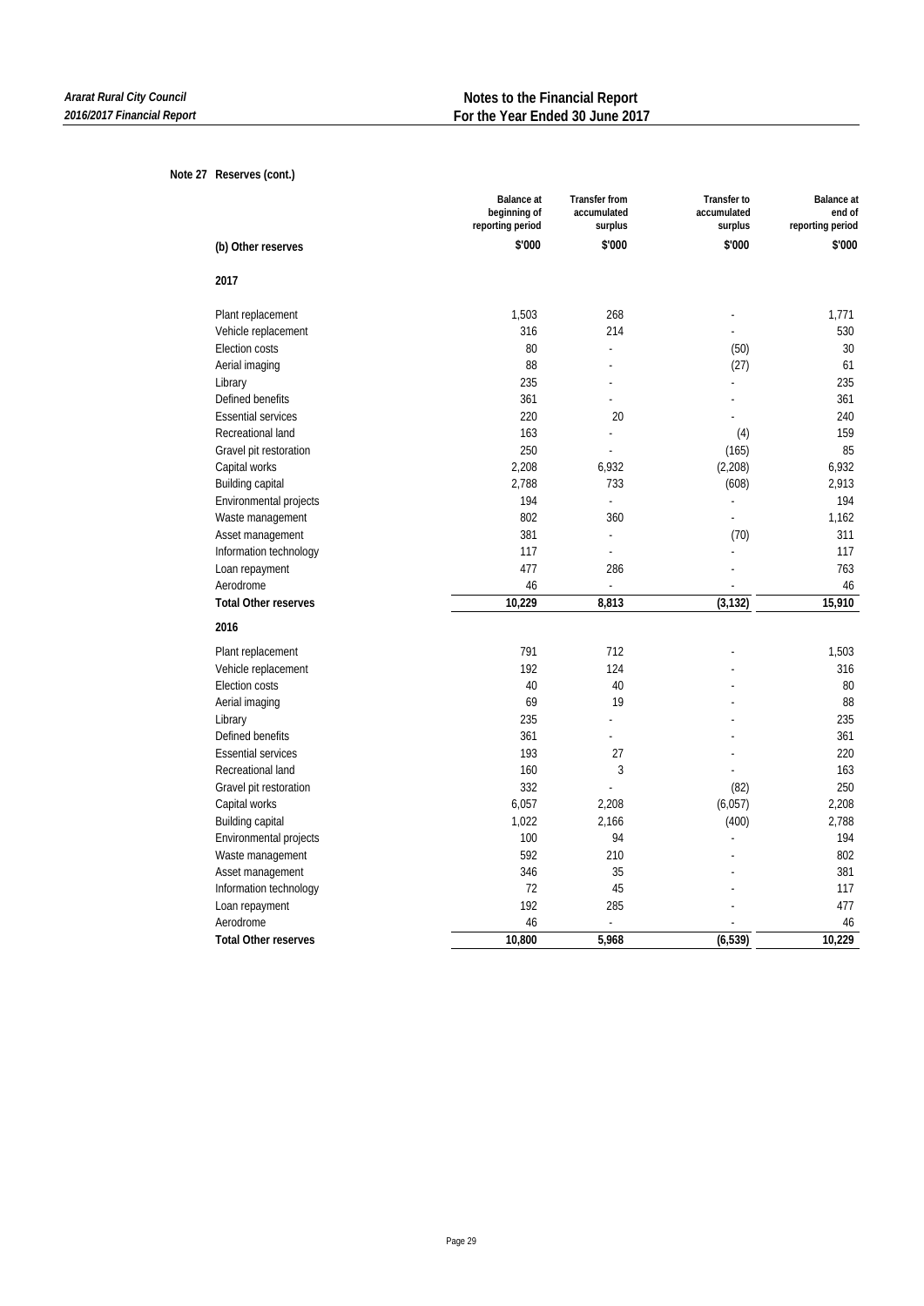**Note 27 Reserves (cont.)**

| (b) Other reserves | Balance at beginning of reporting period | Transfer from accumulated surplus | Transfer to accumulated surplus | Balance at end of reporting period |
|---|---|---|---|---|
| | $'000 | $'000 | $'000 | $'000 |
| **2017** | | | | |
| Plant replacement | 1,503 | 268 | - | 1,771 |
| Vehicle replacement | 316 | 214 | - | 530 |
| Election costs | 80 | - | (50) | 30 |
| Aerial imaging | 88 | - | (27) | 61 |
| Library | 235 | - | - | 235 |
| Defined benefits | 361 | - | - | 361 |
| Essential services | 220 | 20 | - | 240 |
| Recreational land | 163 | - | (4) | 159 |
| Gravel pit restoration | 250 | - | (165) | 85 |
| Capital works | 2,208 | 6,932 | (2,208) | 6,932 |
| Building capital | 2,788 | 733 | (608) | 2,913 |
| Environmental projects | 194 | - | - | 194 |
| Waste management | 802 | 360 | - | 1,162 |
| Asset management | 381 | - | (70) | 311 |
| Information technology | 117 | - | - | 117 |
| Loan repayment | 477 | 286 | - | 763 |
| Aerodrome | 46 | - | - | 46 |
| **Total Other reserves** | **10,229** | **8,813** | **(3,132)** | **15,910** |
| **2016** | | | | |
| Plant replacement | 791 | 712 | - | 1,503 |
| Vehicle replacement | 192 | 124 | - | 316 |
| Election costs | 40 | 40 | - | 80 |
| Aerial imaging | 69 | 19 | - | 88 |
| Library | 235 | - | - | 235 |
| Defined benefits | 361 | - | - | 361 |
| Essential services | 193 | 27 | - | 220 |
| Recreational land | 160 | 3 | - | 163 |
| Gravel pit restoration | 332 | - | (82) | 250 |
| Capital works | 6,057 | 2,208 | (6,057) | 2,208 |
| Building capital | 1,022 | 2,166 | (400) | 2,788 |
| Environmental projects | 100 | 94 | - | 194 |
| Waste management | 592 | 210 | - | 802 |
| Asset management | 346 | 35 | - | 381 |
| Information technology | 72 | 45 | - | 117 |
| Loan repayment | 192 | 285 | - | 477 |
| Aerodrome | 46 | - | - | 46 |
| **Total Other reserves** | **10,800** | **5,968** | **(6,539)** | **10,229** |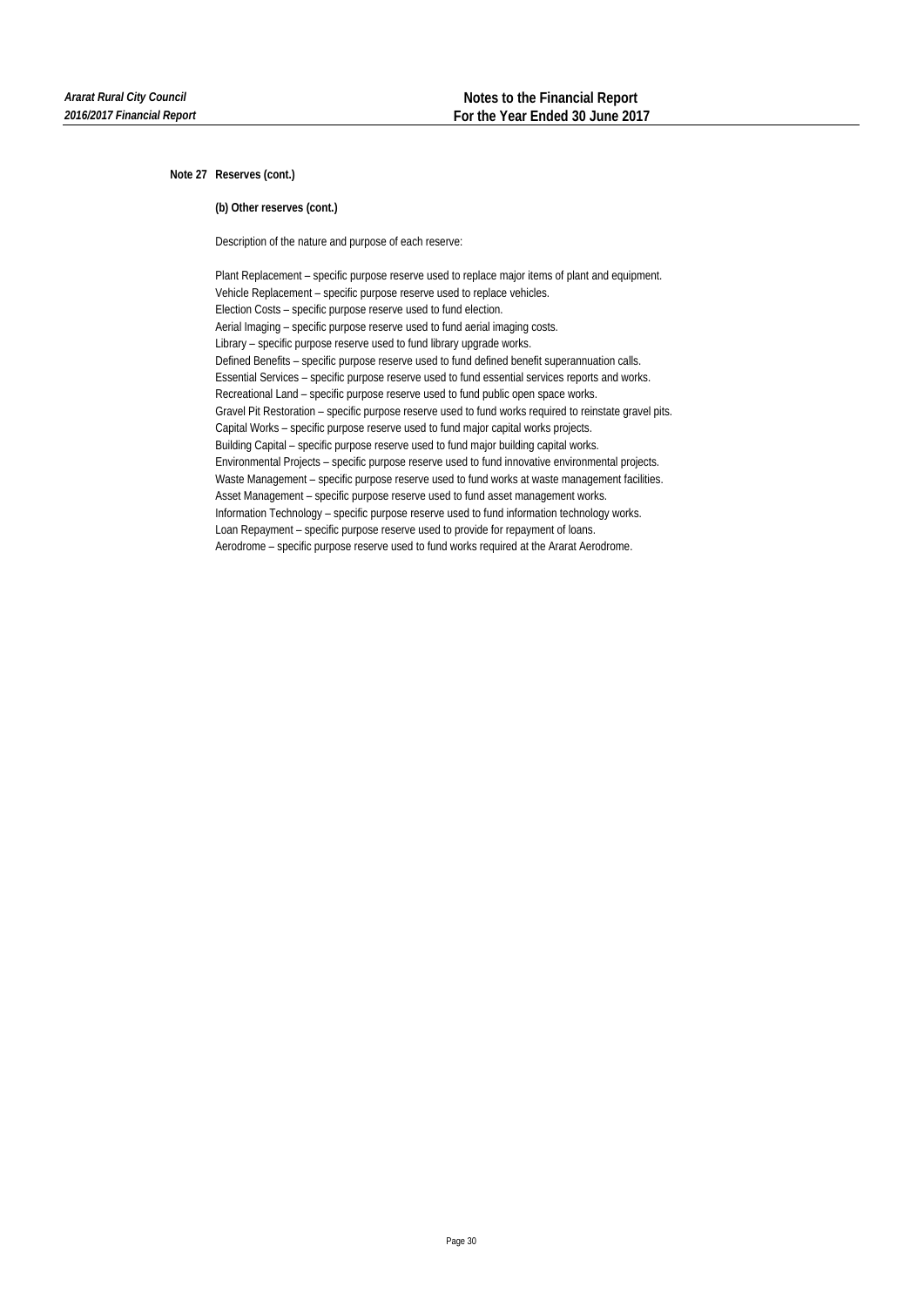## Note 27 Reserves (cont.)

### (b) Other reserves (cont.)

Description of the nature and purpose of each reserve:

Plant Replacement – specific purpose reserve used to replace major items of plant and equipment.
Vehicle Replacement – specific purpose reserve used to replace vehicles.
Election Costs – specific purpose reserve used to fund election.
Aerial Imaging – specific purpose reserve used to fund aerial imaging costs.
Library – specific purpose reserve used to fund library upgrade works.
Defined Benefits – specific purpose reserve used to fund defined benefit superannuation calls.
Essential Services – specific purpose reserve used to fund essential services reports and works.
Recreational Land – specific purpose reserve used to fund public open space works.
Gravel Pit Restoration – specific purpose reserve used to fund works required to reinstate gravel pits.
Capital Works – specific purpose reserve used to fund major capital works projects.
Building Capital – specific purpose reserve used to fund major building capital works.
Environmental Projects – specific purpose reserve used to fund innovative environmental projects.
Waste Management – specific purpose reserve used to fund works at waste management facilities.
Asset Management – specific purpose reserve used to fund asset management works.
Information Technology – specific purpose reserve used to fund information technology works.
Loan Repayment – specific purpose reserve used to provide for repayment of loans.
Aerodrome – specific purpose reserve used to fund works required at the Ararat Aerodrome.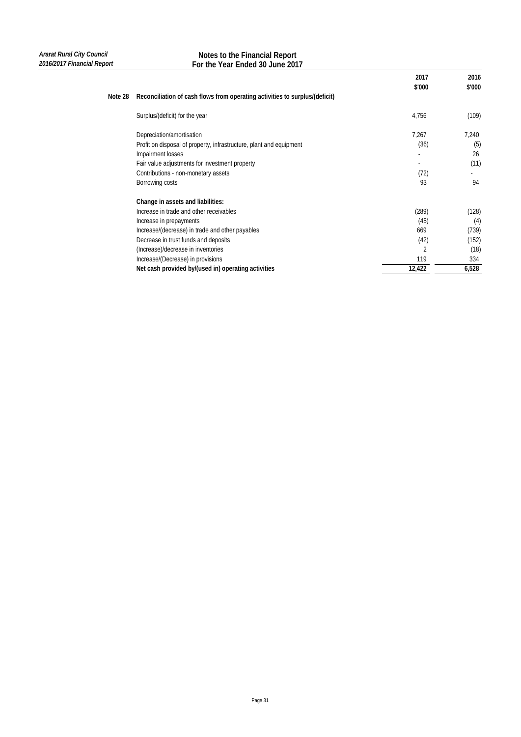## Note 28 Reconciliation of cash flows from operating activities to surplus/(deficit)

| | 2017 $'000 | 2016 $'000 |
|---|---|---|
| Surplus/(deficit) for the year | 4,756 | (109) |
| | | |
| Depreciation/amortisation | 7,267 | 7,240 |
| Profit on disposal of property, infrastructure, plant and equipment | (36) | (5) |
| Impairment losses | - | 26 |
| Fair value adjustments for investment property | - | (11) |
| Contributions - non-monetary assets | (72) | - |
| Borrowing costs | 93 | 94 |
| | | |
| **Change in assets and liabilities:** | | |
| Increase in trade and other receivables | (289) | (128) |
| Increase in prepayments | (45) | (4) |
| Increase/(decrease) in trade and other payables | 669 | (739) |
| Decrease in trust funds and deposits | (42) | (152) |
| (Increase)/decrease in inventories | 2 | (18) |
| Increase/(Decrease) in provisions | 119 | 334 |
| **Net cash provided by/(used in) operating activities** | **12,422** | **6,528** |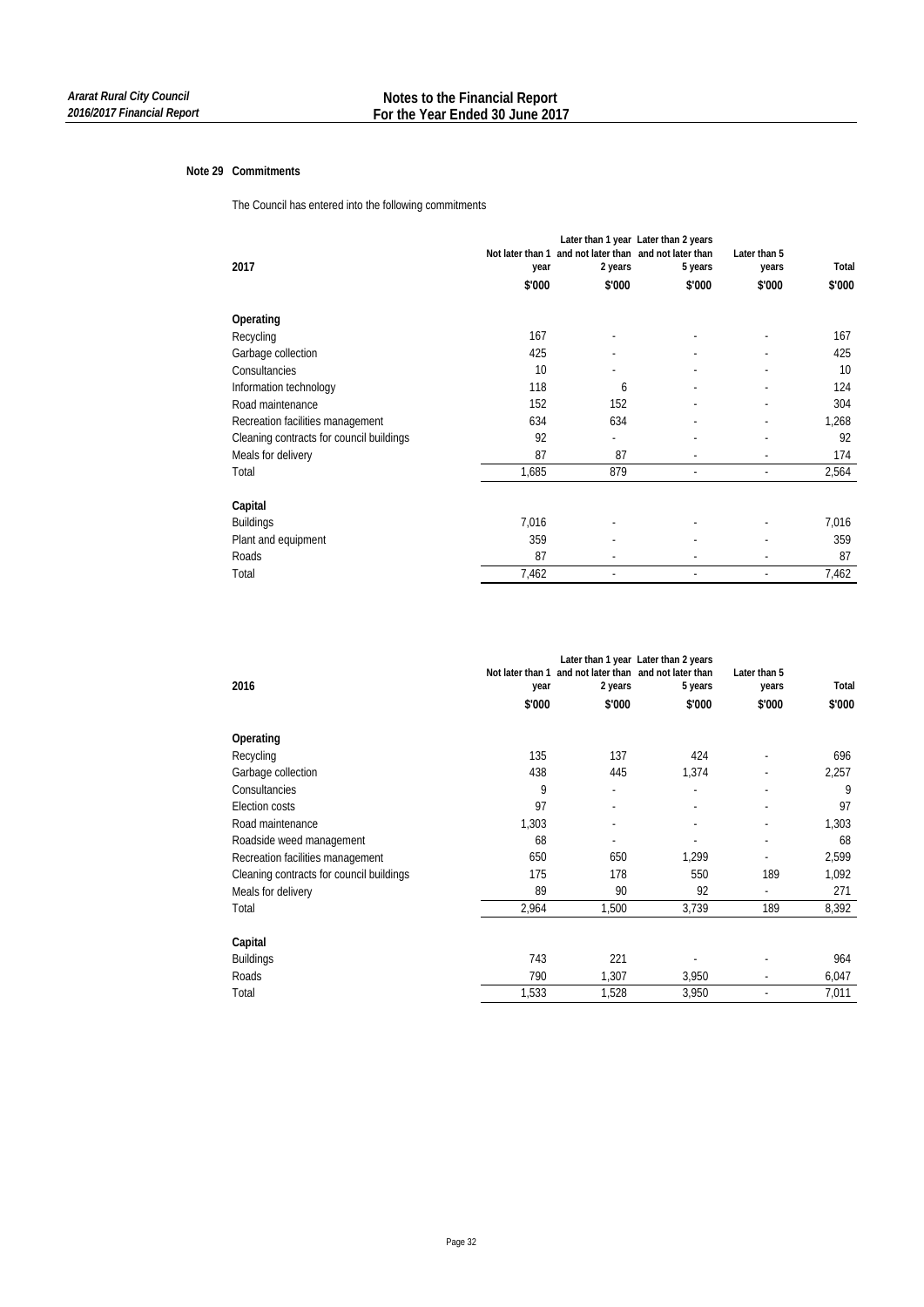## Note 29 Commitments

The Council has entered into the following commitments

| 2017 | Not later than 1 year | Later than 1 year and not later than 2 years | Later than 2 years and not later than 5 years | Later than 5 years | Total |
|---|---|---|---|---|---|
| | $'000 | $'000 | $'000 | $'000 | $'000 |
| **Operating** | | | | | |
| Recycling | 167 | - | - | - | 167 |
| Garbage collection | 425 | - | - | - | 425 |
| Consultancies | 10 | - | - | - | 10 |
| Information technology | 118 | 6 | - | - | 124 |
| Road maintenance | 152 | 152 | - | - | 304 |
| Recreation facilities management | 634 | 634 | - | - | 1,268 |
| Cleaning contracts for council buildings | 92 | - | - | - | 92 |
| Meals for delivery | 87 | 87 | - | - | 174 |
| Total | 1,685 | 879 | - | - | 2,564 |
| **Capital** | | | | | |
| Buildings | 7,016 | - | - | - | 7,016 |
| Plant and equipment | 359 | - | - | - | 359 |
| Roads | 87 | - | - | - | 87 |
| Total | 7,462 | - | - | - | 7,462 |

| 2016 | Not later than 1 year | Later than 1 year and not later than 2 years | Later than 2 years and not later than 5 years | Later than 5 years | Total |
|---|---|---|---|---|---|
| | $'000 | $'000 | $'000 | $'000 | $'000 |
| **Operating** | | | | | |
| Recycling | 135 | 137 | 424 | - | 696 |
| Garbage collection | 438 | 445 | 1,374 | - | 2,257 |
| Consultancies | 9 | - | - | - | 9 |
| Election costs | 97 | - | - | - | 97 |
| Road maintenance | 1,303 | - | - | - | 1,303 |
| Roadside weed management | 68 | - | - | - | 68 |
| Recreation facilities management | 650 | 650 | 1,299 | - | 2,599 |
| Cleaning contracts for council buildings | 175 | 178 | 550 | 189 | 1,092 |
| Meals for delivery | 89 | 90 | 92 | - | 271 |
| Total | 2,964 | 1,500 | 3,739 | 189 | 8,392 |
| **Capital** | | | | | |
| Buildings | 743 | 221 | - | - | 964 |
| Roads | 790 | 1,307 | 3,950 | - | 6,047 |
| Total | 1,533 | 1,528 | 3,950 | - | 7,011 |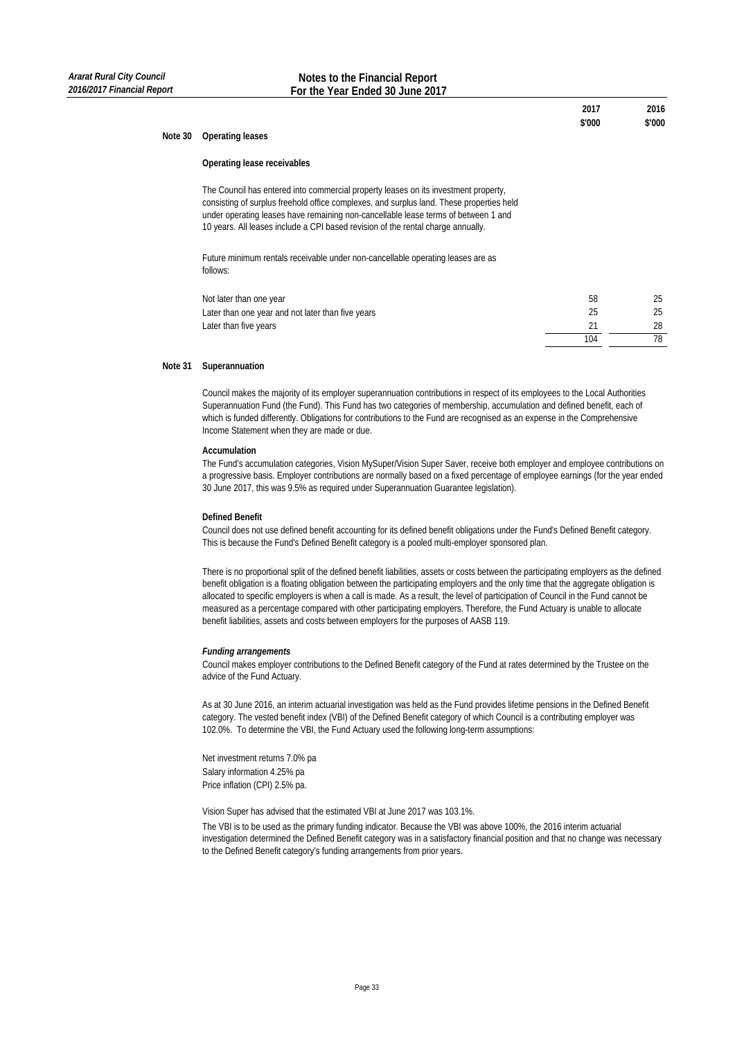## Note 30 Operating leases

### Operating lease receivables

The Council has entered into commercial property leases on its investment property, consisting of surplus freehold office complexes, and surplus land. These properties held under operating leases have remaining non-cancellable lease terms of between 1 and 10 years. All leases include a CPI based revision of the rental charge annually.

Future minimum rentals receivable under non-cancellable operating leases are as follows:

| | 2017 $'000 | 2016 $'000 |
|---|---|---|
| Not later than one year | 58 | 25 |
| Later than one year and not later than five years | 25 | 25 |
| Later than five years | 21 | 28 |
| | 104 | 78 |

## Note 31 Superannuation

Council makes the majority of its employer superannuation contributions in respect of its employees to the Local Authorities Superannuation Fund (the Fund). This Fund has two categories of membership, accumulation and defined benefit, each of which is funded differently. Obligations for contributions to the Fund are recognised as an expense in the Comprehensive Income Statement when they are made or due.

**Accumulation**

The Fund's accumulation categories, Vision MySuper/Vision Super Saver, receive both employer and employee contributions on a progressive basis. Employer contributions are normally based on a fixed percentage of employee earnings (for the year ended 30 June 2017, this was 9.5% as required under Superannuation Guarantee legislation).

**Defined Benefit**

Council does not use defined benefit accounting for its defined benefit obligations under the Fund's Defined Benefit category. This is because the Fund's Defined Benefit category is a pooled multi-employer sponsored plan.

There is no proportional split of the defined benefit liabilities, assets or costs between the participating employers as the defined benefit obligation is a floating obligation between the participating employers and the only time that the aggregate obligation is allocated to specific employers is when a call is made. As a result, the level of participation of Council in the Fund cannot be measured as a percentage compared with other participating employers. Therefore, the Fund Actuary is unable to allocate benefit liabilities, assets and costs between employers for the purposes of AASB 119.

***Funding arrangements***

Council makes employer contributions to the Defined Benefit category of the Fund at rates determined by the Trustee on the advice of the Fund Actuary.

As at 30 June 2016, an interim actuarial investigation was held as the Fund provides lifetime pensions in the Defined Benefit category. The vested benefit index (VBI) of the Defined Benefit category of which Council is a contributing employer was 102.0%. To determine the VBI, the Fund Actuary used the following long-term assumptions:

Net investment returns 7.0% pa
Salary information 4.25% pa
Price inflation (CPI) 2.5% pa.

Vision Super has advised that the estimated VBI at June 2017 was 103.1%.

The VBI is to be used as the primary funding indicator. Because the VBI was above 100%, the 2016 interim actuarial investigation determined the Defined Benefit category was in a satisfactory financial position and that no change was necessary to the Defined Benefit category's funding arrangements from prior years.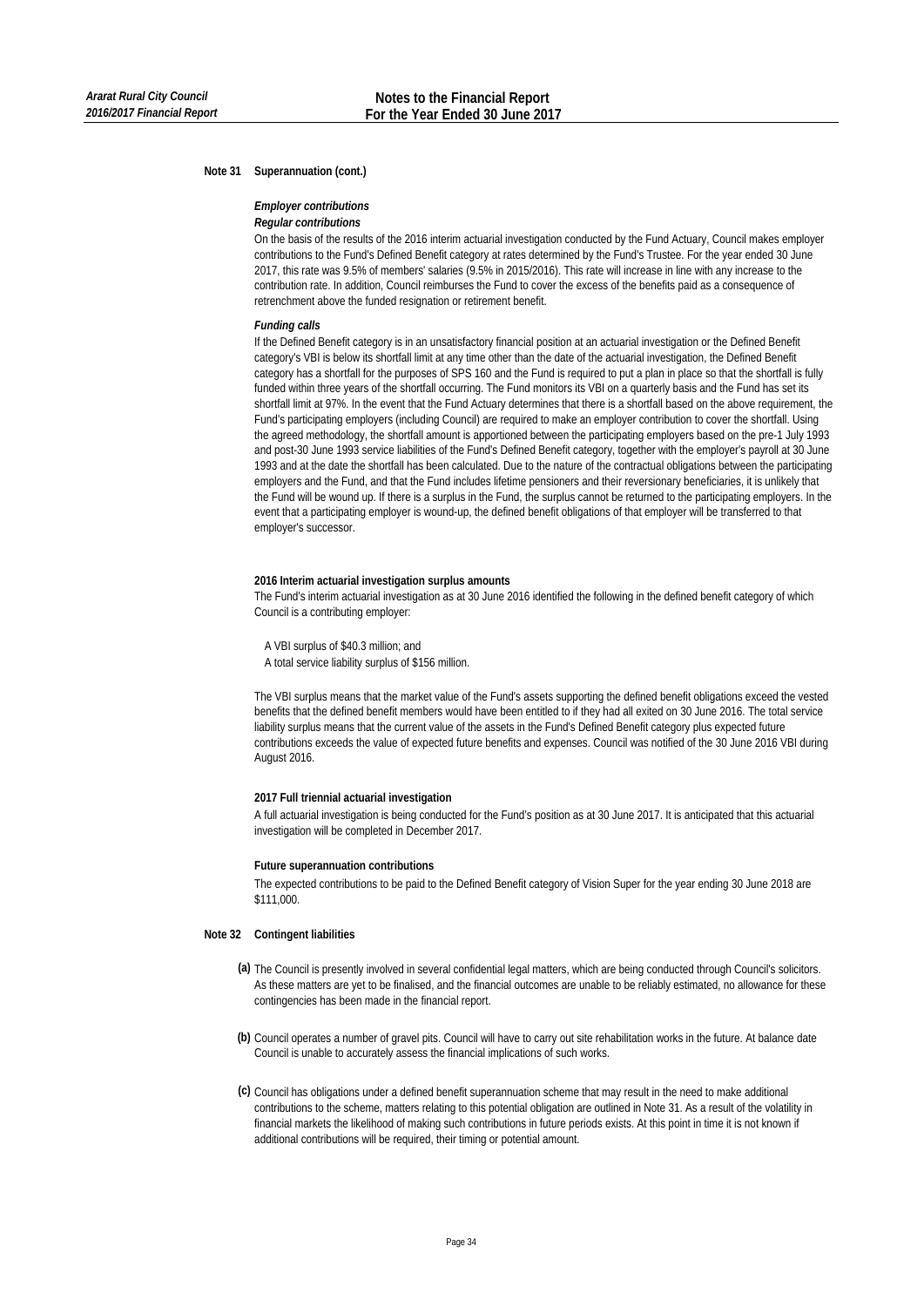## Note 31 Superannuation (cont.)

***Employer contributions***

***Regular contributions***

On the basis of the results of the 2016 interim actuarial investigation conducted by the Fund Actuary, Council makes employer contributions to the Fund's Defined Benefit category at rates determined by the Fund's Trustee. For the year ended 30 June 2017, this rate was 9.5% of members' salaries (9.5% in 2015/2016). This rate will increase in line with any increase to the contribution rate. In addition, Council reimburses the Fund to cover the excess of the benefits paid as a consequence of retrenchment above the funded resignation or retirement benefit.

***Funding calls***

If the Defined Benefit category is in an unsatisfactory financial position at an actuarial investigation or the Defined Benefit category's VBI is below its shortfall limit at any time other than the date of the actuarial investigation, the Defined Benefit category has a shortfall for the purposes of SPS 160 and the Fund is required to put a plan in place so that the shortfall is fully funded within three years of the shortfall occurring. The Fund monitors its VBI on a quarterly basis and the Fund has set its shortfall limit at 97%. In the event that the Fund Actuary determines that there is a shortfall based on the above requirement, the Fund's participating employers (including Council) are required to make an employer contribution to cover the shortfall. Using the agreed methodology, the shortfall amount is apportioned between the participating employers based on the pre-1 July 1993 and post-30 June 1993 service liabilities of the Fund's Defined Benefit category, together with the employer's payroll at 30 June 1993 and at the date the shortfall has been calculated. Due to the nature of the contractual obligations between the participating employers and the Fund, and that the Fund includes lifetime pensioners and their reversionary beneficiaries, it is unlikely that the Fund will be wound up. If there is a surplus in the Fund, the surplus cannot be returned to the participating employers. In the event that a participating employer is wound-up, the defined benefit obligations of that employer will be transferred to that employer's successor.

**2016 Interim actuarial investigation surplus amounts**

The Fund's interim actuarial investigation as at 30 June 2016 identified the following in the defined benefit category of which Council is a contributing employer:

A VBI surplus of $40.3 million; and
A total service liability surplus of $156 million.

The VBI surplus means that the market value of the Fund's assets supporting the defined benefit obligations exceed the vested benefits that the defined benefit members would have been entitled to if they had all exited on 30 June 2016. The total service liability surplus means that the current value of the assets in the Fund's Defined Benefit category plus expected future contributions exceeds the value of expected future benefits and expenses. Council was notified of the 30 June 2016 VBI during August 2016.

**2017 Full triennial actuarial investigation**

A full actuarial investigation is being conducted for the Fund's position as at 30 June 2017. It is anticipated that this actuarial investigation will be completed in December 2017.

**Future superannuation contributions**

The expected contributions to be paid to the Defined Benefit category of Vision Super for the year ending 30 June 2018 are $111,000.

## Note 32 Contingent liabilities

**(a)** The Council is presently involved in several confidential legal matters, which are being conducted through Council's solicitors. As these matters are yet to be finalised, and the financial outcomes are unable to be reliably estimated, no allowance for these contingencies has been made in the financial report.

**(b)** Council operates a number of gravel pits. Council will have to carry out site rehabilitation works in the future. At balance date Council is unable to accurately assess the financial implications of such works.

**(c)** Council has obligations under a defined benefit superannuation scheme that may result in the need to make additional contributions to the scheme, matters relating to this potential obligation are outlined in Note 31. As a result of the volatility in financial markets the likelihood of making such contributions in future periods exists. At this point in time it is not known if additional contributions will be required, their timing or potential amount.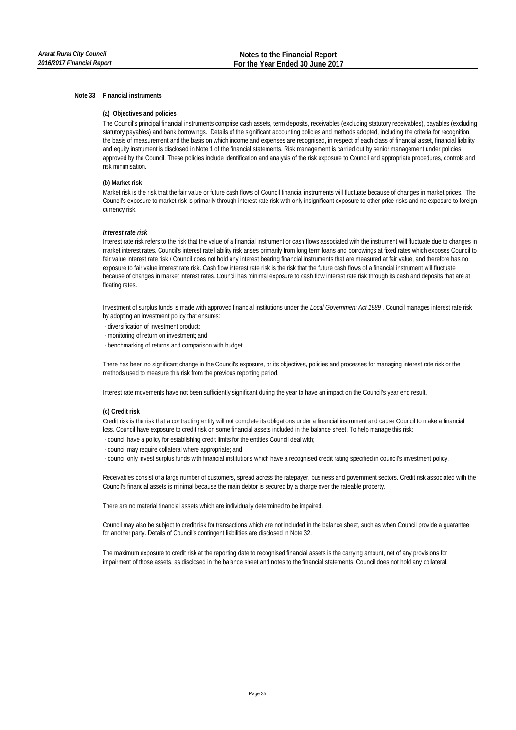## Note 33 Financial instruments

### (a) Objectives and policies

The Council's principal financial instruments comprise cash assets, term deposits, receivables (excluding statutory receivables), payables (excluding statutory payables) and bank borrowings. Details of the significant accounting policies and methods adopted, including the criteria for recognition, the basis of measurement and the basis on which income and expenses are recognised, in respect of each class of financial asset, financial liability and equity instrument is disclosed in Note 1 of the financial statements. Risk management is carried out by senior management under policies approved by the Council. These policies include identification and analysis of the risk exposure to Council and appropriate procedures, controls and risk minimisation.

### (b) Market risk

Market risk is the risk that the fair value or future cash flows of Council financial instruments will fluctuate because of changes in market prices. The Council's exposure to market risk is primarily through interest rate risk with only insignificant exposure to other price risks and no exposure to foreign currency risk.

***Interest rate risk***

Interest rate risk refers to the risk that the value of a financial instrument or cash flows associated with the instrument will fluctuate due to changes in market interest rates. Council's interest rate liability risk arises primarily from long term loans and borrowings at fixed rates which exposes Council to fair value interest rate risk / Council does not hold any interest bearing financial instruments that are measured at fair value, and therefore has no exposure to fair value interest rate risk. Cash flow interest rate risk is the risk that the future cash flows of a financial instrument will fluctuate because of changes in market interest rates. Council has minimal exposure to cash flow interest rate risk through its cash and deposits that are at floating rates.

Investment of surplus funds is made with approved financial institutions under the *Local Government Act 1989* . Council manages interest rate risk by adopting an investment policy that ensures:

- diversification of investment product;
- monitoring of return on investment; and
- benchmarking of returns and comparison with budget.

There has been no significant change in the Council's exposure, or its objectives, policies and processes for managing interest rate risk or the methods used to measure this risk from the previous reporting period.

Interest rate movements have not been sufficiently significant during the year to have an impact on the Council's year end result.

### (c) Credit risk

Credit risk is the risk that a contracting entity will not complete its obligations under a financial instrument and cause Council to make a financial loss. Council have exposure to credit risk on some financial assets included in the balance sheet. To help manage this risk:

- council have a policy for establishing credit limits for the entities Council deal with;
- council may require collateral where appropriate; and
- council only invest surplus funds with financial institutions which have a recognised credit rating specified in council's investment policy.

Receivables consist of a large number of customers, spread across the ratepayer, business and government sectors. Credit risk associated with the Council's financial assets is minimal because the main debtor is secured by a charge over the rateable property.

There are no material financial assets which are individually determined to be impaired.

Council may also be subject to credit risk for transactions which are not included in the balance sheet, such as when Council provide a guarantee for another party. Details of Council's contingent liabilities are disclosed in Note 32.

The maximum exposure to credit risk at the reporting date to recognised financial assets is the carrying amount, net of any provisions for impairment of those assets, as disclosed in the balance sheet and notes to the financial statements. Council does not hold any collateral.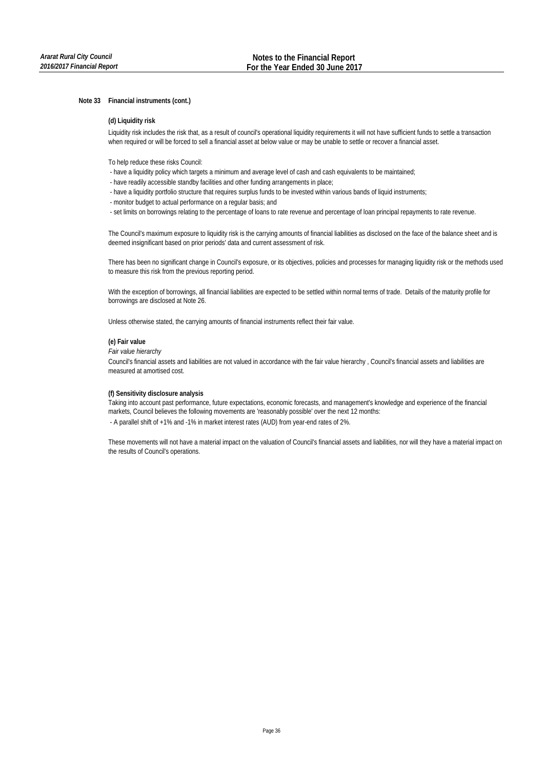## Note 33 Financial instruments (cont.)

### (d) Liquidity risk

Liquidity risk includes the risk that, as a result of council's operational liquidity requirements it will not have sufficient funds to settle a transaction when required or will be forced to sell a financial asset at below value or may be unable to settle or recover a financial asset.

To help reduce these risks Council:

- have a liquidity policy which targets a minimum and average level of cash and cash equivalents to be maintained;
- have readily accessible standby facilities and other funding arrangements in place;
- have a liquidity portfolio structure that requires surplus funds to be invested within various bands of liquid instruments;
- monitor budget to actual performance on a regular basis; and
- set limits on borrowings relating to the percentage of loans to rate revenue and percentage of loan principal repayments to rate revenue.

The Council's maximum exposure to liquidity risk is the carrying amounts of financial liabilities as disclosed on the face of the balance sheet and is deemed insignificant based on prior periods' data and current assessment of risk.

There has been no significant change in Council's exposure, or its objectives, policies and processes for managing liquidity risk or the methods used to measure this risk from the previous reporting period.

With the exception of borrowings, all financial liabilities are expected to be settled within normal terms of trade. Details of the maturity profile for borrowings are disclosed at Note 26.

Unless otherwise stated, the carrying amounts of financial instruments reflect their fair value.

### (e) Fair value

*Fair value hierarchy*

Council's financial assets and liabilities are not valued in accordance with the fair value hierarchy , Council's financial assets and liabilities are measured at amortised cost.

### (f) Sensitivity disclosure analysis

Taking into account past performance, future expectations, economic forecasts, and management's knowledge and experience of the financial markets, Council believes the following movements are 'reasonably possible' over the next 12 months:

- A parallel shift of +1% and -1% in market interest rates (AUD) from year-end rates of 2%.

These movements will not have a material impact on the valuation of Council's financial assets and liabilities, nor will they have a material impact on the results of Council's operations.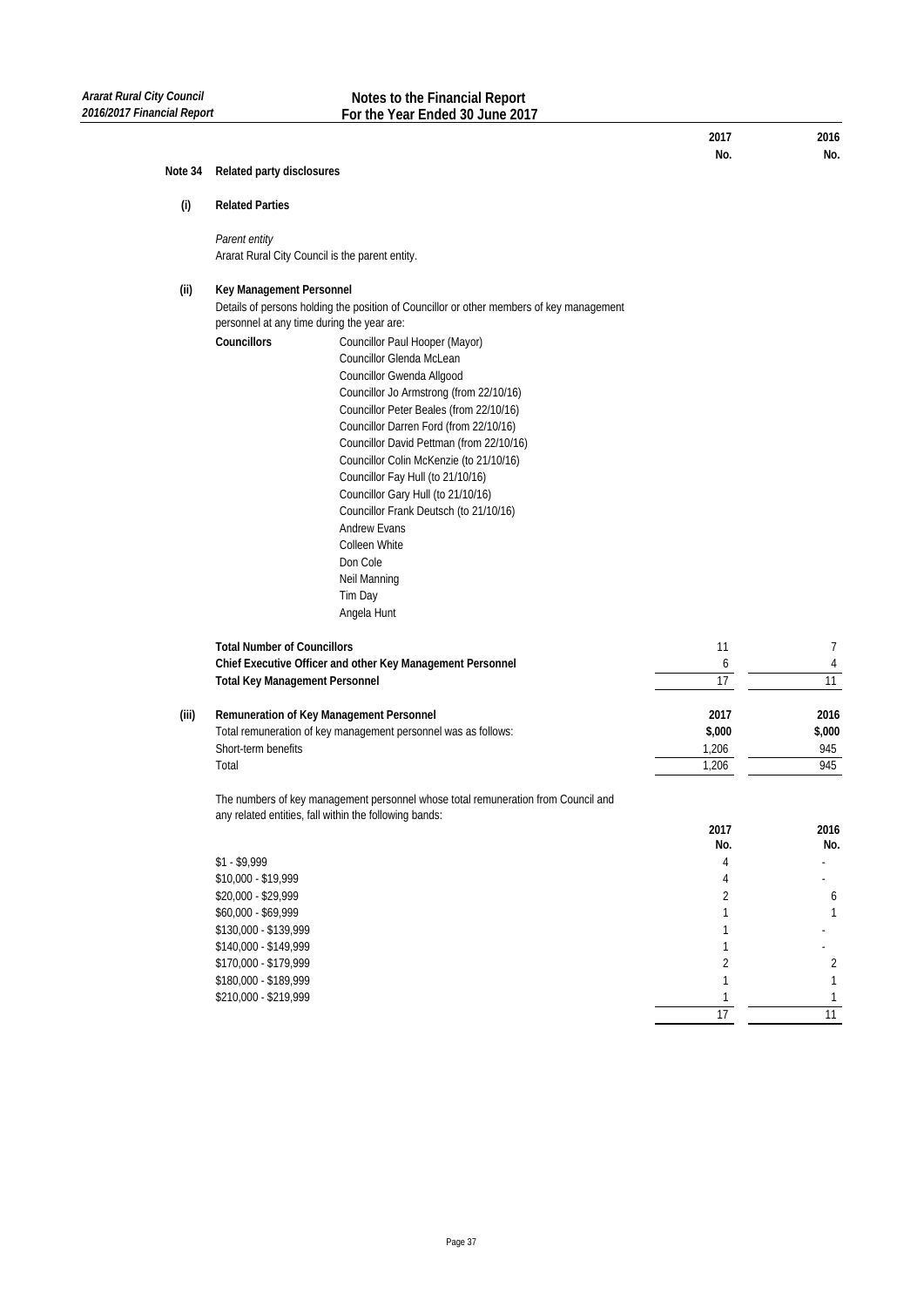| | | 2017 | 2016 |
|---|---|---|---|
| | | No. | No. |

## Note 34 Related party disclosures

### (i) Related Parties

*Parent entity*

Ararat Rural City Council is the parent entity.

### (ii) Key Management Personnel

Details of persons holding the position of Councillor or other members of key management personnel at any time during the year are:

**Councillors**

- Councillor Paul Hooper (Mayor)
- Councillor Glenda McLean
- Councillor Gwenda Allgood
- Councillor Jo Armstrong (from 22/10/16)
- Councillor Peter Beales (from 22/10/16)
- Councillor Darren Ford (from 22/10/16)
- Councillor David Pettman (from 22/10/16)
- Councillor Colin McKenzie (to 21/10/16)
- Councillor Fay Hull (to 21/10/16)
- Councillor Gary Hull (to 21/10/16)
- Councillor Frank Deutsch (to 21/10/16)
- Andrew Evans
- Colleen White
- Don Cole
- Neil Manning
- Tim Day
- Angela Hunt

| | 2017 | 2016 |
|---|---|---|
| **Total Number of Councillors** | 11 | 7 |
| **Chief Executive Officer and other Key Management Personnel** | 6 | 4 |
| **Total Key Management Personnel** | 17 | 11 |

### (iii) Remuneration of Key Management Personnel

| Total remuneration of key management personnel was as follows: | 2017 | 2016 |
|---|---|---|
| | $,000 | $,000 |
| Short-term benefits | 1,206 | 945 |
| Total | 1,206 | 945 |

The numbers of key management personnel whose total remuneration from Council and any related entities, fall within the following bands:

| | 2017 | 2016 |
|---|---|---|
| | No. | No. |
| $1 - $9,999 | 4 | - |
| $10,000 - $19,999 | 4 | - |
| $20,000 - $29,999 | 2 | 6 |
| $60,000 - $69,999 | 1 | 1 |
| $130,000 - $139,999 | 1 | - |
| $140,000 - $149,999 | 1 | - |
| $170,000 - $179,999 | 2 | 2 |
| $180,000 - $189,999 | 1 | 1 |
| $210,000 - $219,999 | 1 | 1 |
| | 17 | 11 |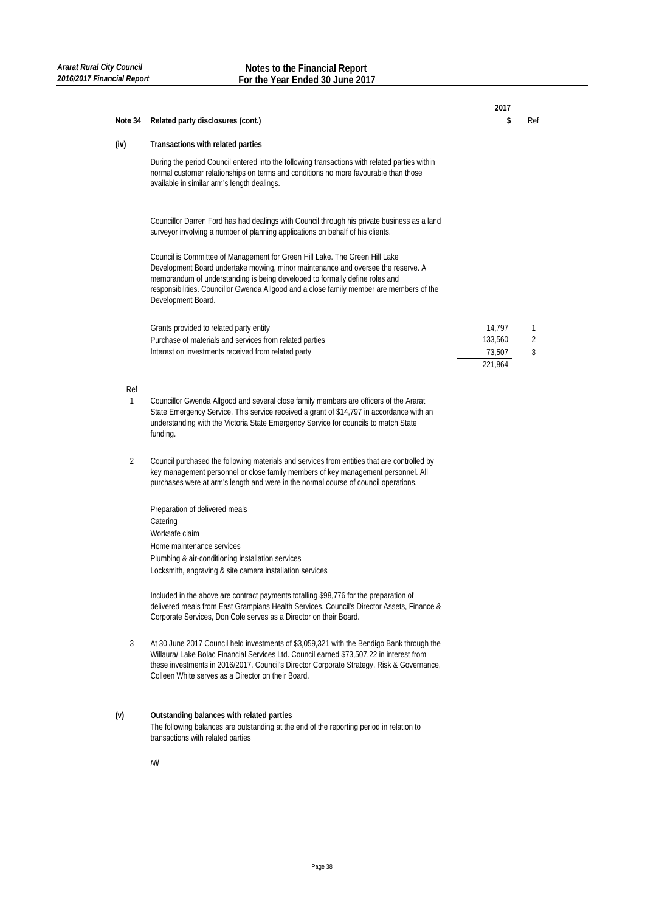## Note 34 Related party disclosures (cont.)

### (iv) Transactions with related parties

During the period Council entered into the following transactions with related parties within normal customer relationships on terms and conditions no more favourable than those available in similar arm's length dealings.

Councillor Darren Ford has had dealings with Council through his private business as a land surveyor involving a number of planning applications on behalf of his clients.

Council is Committee of Management for Green Hill Lake. The Green Hill Lake Development Board undertake mowing, minor maintenance and oversee the reserve. A memorandum of understanding is being developed to formally define roles and responsibilities. Councillor Gwenda Allgood and a close family member are members of the Development Board.

| | 2017 $ | Ref |
|---|---|---|
| Grants provided to related party entity | 14,797 | 1 |
| Purchase of materials and services from related parties | 133,560 | 2 |
| Interest on investments received from related party | 73,507 | 3 |
| | 221,864 | |

Ref

1. Councillor Gwenda Allgood and several close family members are officers of the Ararat State Emergency Service. This service received a grant of $14,797 in accordance with an understanding with the Victoria State Emergency Service for councils to match State funding.

2. Council purchased the following materials and services from entities that are controlled by key management personnel or close family members of key management personnel. All purchases were at arm's length and were in the normal course of council operations.

   Preparation of delivered meals
   Catering
   Worksafe claim
   Home maintenance services
   Plumbing & air-conditioning installation services
   Locksmith, engraving & site camera installation services

   Included in the above are contract payments totalling $98,776 for the preparation of delivered meals from East Grampians Health Services. Council's Director Assets, Finance & Corporate Services, Don Cole serves as a Director on their Board.

3. At 30 June 2017 Council held investments of $3,059,321 with the Bendigo Bank through the Willaura/ Lake Bolac Financial Services Ltd. Council earned $73,507.22 in interest from these investments in 2016/2017. Council's Director Corporate Strategy, Risk & Governance, Colleen White serves as a Director on their Board.

### (v) Outstanding balances with related parties

The following balances are outstanding at the end of the reporting period in relation to transactions with related parties

*Nil*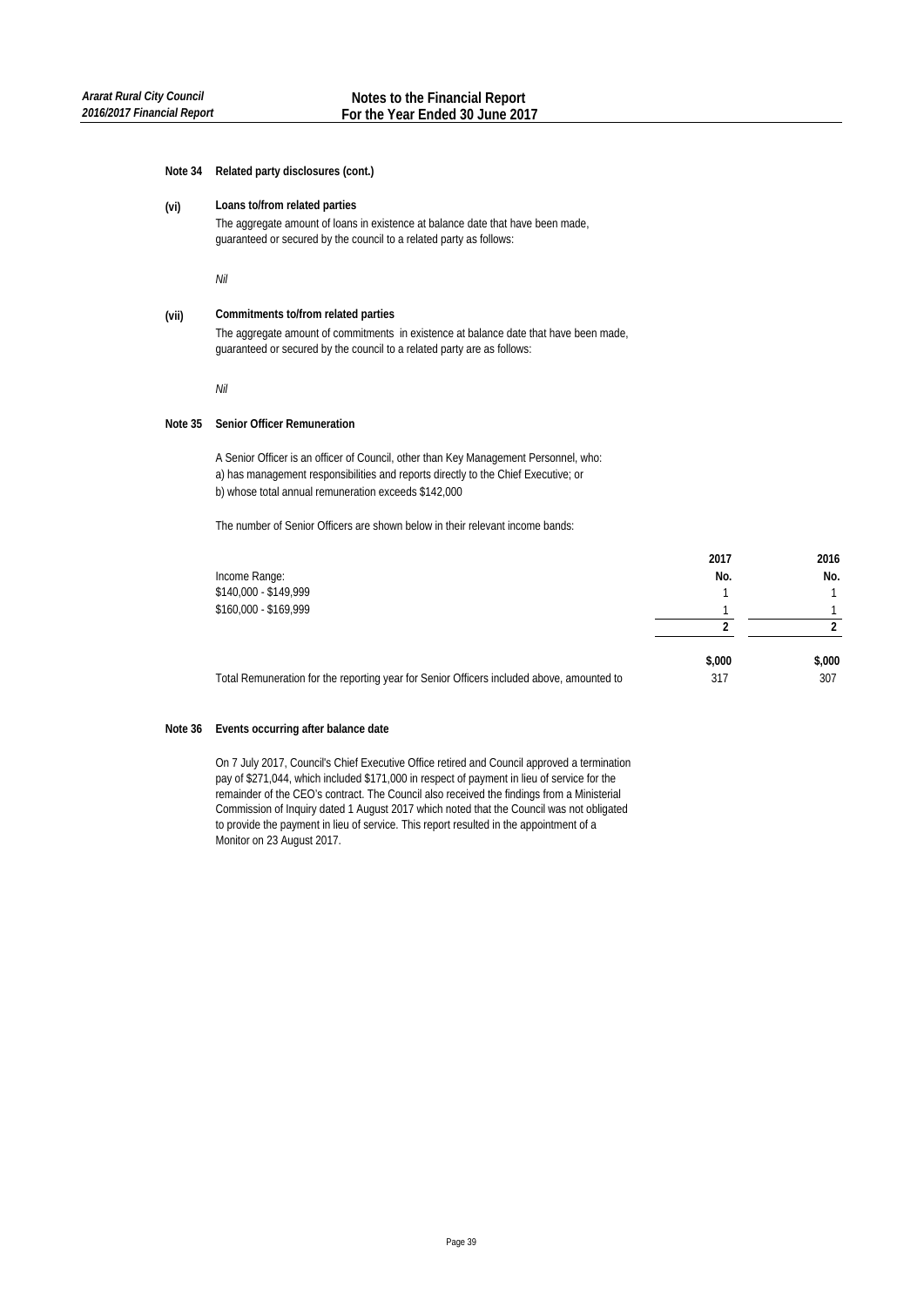## Note 34 Related party disclosures (cont.)

### (vi) Loans to/from related parties

The aggregate amount of loans in existence at balance date that have been made, guaranteed or secured by the council to a related party as follows:

*Nil*

### (vii) Commitments to/from related parties

The aggregate amount of commitments in existence at balance date that have been made, guaranteed or secured by the council to a related party are as follows:

*Nil*

## Note 35 Senior Officer Remuneration

A Senior Officer is an officer of Council, other than Key Management Personnel, who:
a) has management responsibilities and reports directly to the Chief Executive; or
b) whose total annual remuneration exceeds $142,000

The number of Senior Officers are shown below in their relevant income bands:

| | 2017 | 2016 |
|---|---|---|
| Income Range: | No. | No. |
| $140,000 - $149,999 | 1 | 1 |
| $160,000 - $169,999 | 1 | 1 |
| | **2** | **2** |
| | **$,000** | **$,000** |
| Total Remuneration for the reporting year for Senior Officers included above, amounted to | 317 | 307 |

## Note 36 Events occurring after balance date

On 7 July 2017, Council's Chief Executive Office retired and Council approved a termination pay of $271,044, which included $171,000 in respect of payment in lieu of service for the remainder of the CEO's contract. The Council also received the findings from a Ministerial Commission of Inquiry dated 1 August 2017 which noted that the Council was not obligated to provide the payment in lieu of service. This report resulted in the appointment of a Monitor on 23 August 2017.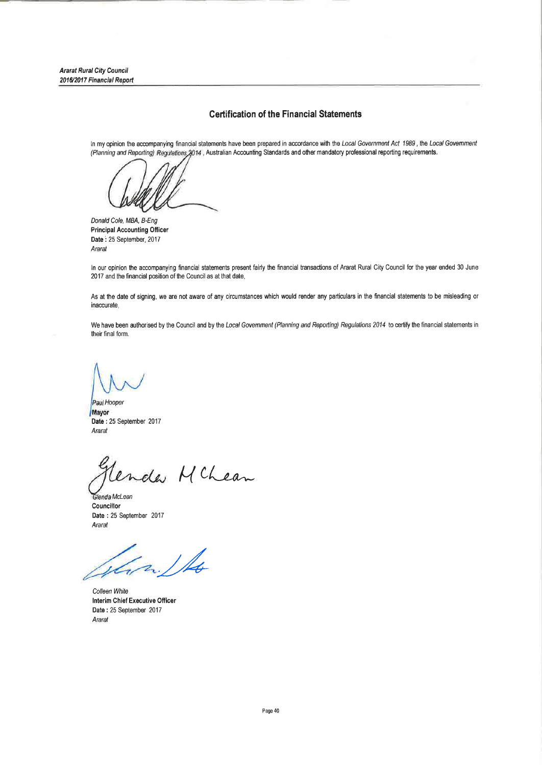## Certification of the Financial Statements

In my opinion the accompanying financial statements have been prepared in accordance with the *Local Government Act 1989*, the *Local Government (Planning and Reporting) Regulations 2014*, Australian Accounting Standards and other mandatory professional reporting requirements.

*Donald Cole, MBA, B-Eng*
**Principal Accounting Officer**
**Date :** 25 September, 2017
*Ararat*

In our opinion the accompanying financial statements present fairly the financial transactions of Ararat Rural City Council for the year ended 30 June 2017 and the financial position of the Council as at that date.

As at the date of signing, we are not aware of any circumstances which would render any particulars in the financial statements to be misleading or inaccurate.

We have been authorised by the Council and by the *Local Government (Planning and Reporting) Regulations 2014* to certify the financial statements in their final form.

*Paul Hooper*
**Mayor**
**Date :** 25 September 2017
*Ararat*

*Glenda McLean*
**Councillor**
**Date :** 25 September 2017
*Ararat*

*Colleen White*
**Interim Chief Executive Officer**
**Date :** 25 September 2017
*Ararat*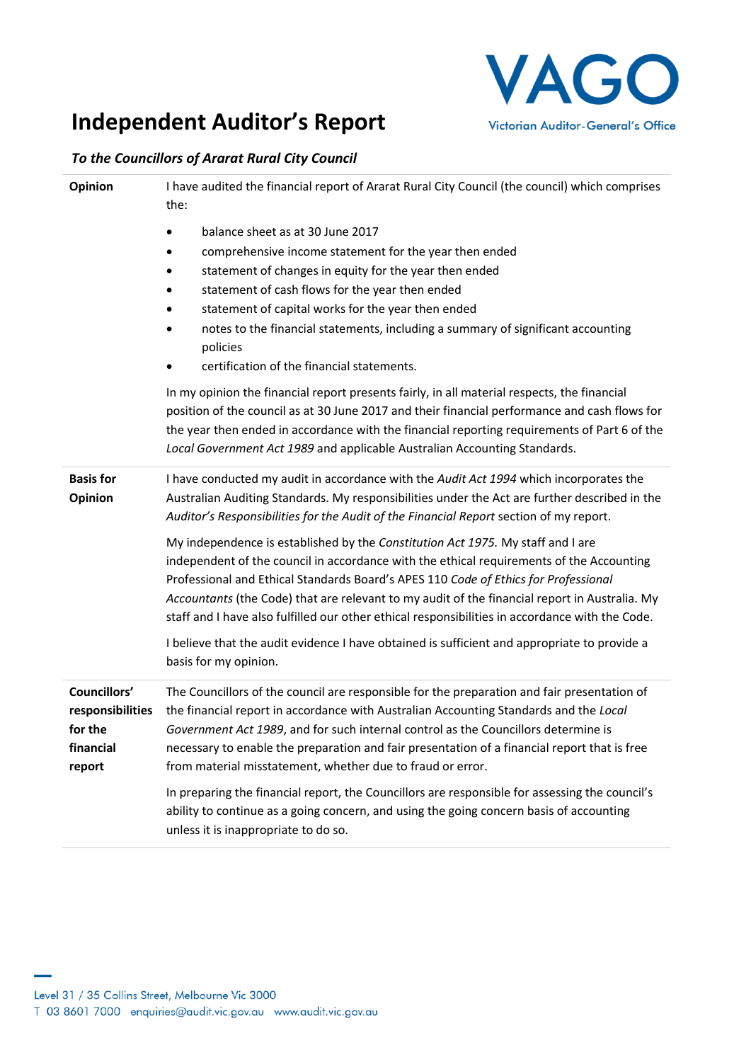# Independent Auditor's Report

VAGO
Victorian Auditor-General's Office

***To the Councillors of Ararat Rural City Council***

**Opinion**

I have audited the financial report of Ararat Rural City Council (the council) which comprises the:

- balance sheet as at 30 June 2017
- comprehensive income statement for the year then ended
- statement of changes in equity for the year then ended
- statement of cash flows for the year then ended
- statement of capital works for the year then ended
- notes to the financial statements, including a summary of significant accounting policies
- certification of the financial statements.

In my opinion the financial report presents fairly, in all material respects, the financial position of the council as at 30 June 2017 and their financial performance and cash flows for the year then ended in accordance with the financial reporting requirements of Part 6 of the *Local Government Act 1989* and applicable Australian Accounting Standards.

**Basis for Opinion**

I have conducted my audit in accordance with the *Audit Act 1994* which incorporates the Australian Auditing Standards. My responsibilities under the Act are further described in the *Auditor's Responsibilities for the Audit of the Financial Report* section of my report.

My independence is established by the *Constitution Act 1975.* My staff and I are independent of the council in accordance with the ethical requirements of the Accounting Professional and Ethical Standards Board's APES 110 *Code of Ethics for Professional Accountants* (the Code) that are relevant to my audit of the financial report in Australia. My staff and I have also fulfilled our other ethical responsibilities in accordance with the Code.

I believe that the audit evidence I have obtained is sufficient and appropriate to provide a basis for my opinion.

**Councillors' responsibilities for the financial report**

The Councillors of the council are responsible for the preparation and fair presentation of the financial report in accordance with Australian Accounting Standards and the *Local Government Act 1989*, and for such internal control as the Councillors determine is necessary to enable the preparation and fair presentation of a financial report that is free from material misstatement, whether due to fraud or error.

In preparing the financial report, the Councillors are responsible for assessing the council's ability to continue as a going concern, and using the going concern basis of accounting unless it is inappropriate to do so.

Level 31 / 35 Collins Street, Melbourne Vic 3000
T 03 8601 7000 enquiries@audit.vic.gov.au www.audit.vic.gov.au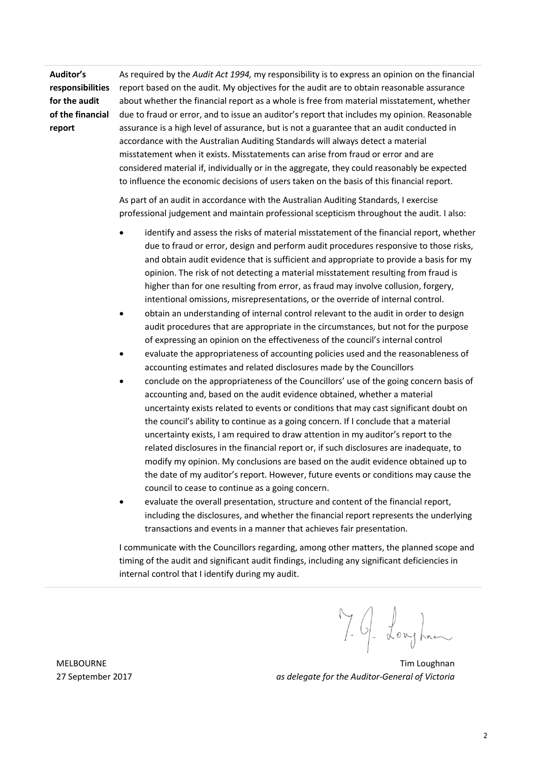**Auditor's responsibilities for the audit of the financial report**

As required by the *Audit Act 1994,* my responsibility is to express an opinion on the financial report based on the audit. My objectives for the audit are to obtain reasonable assurance about whether the financial report as a whole is free from material misstatement, whether due to fraud or error, and to issue an auditor's report that includes my opinion. Reasonable assurance is a high level of assurance, but is not a guarantee that an audit conducted in accordance with the Australian Auditing Standards will always detect a material misstatement when it exists. Misstatements can arise from fraud or error and are considered material if, individually or in the aggregate, they could reasonably be expected to influence the economic decisions of users taken on the basis of this financial report.

As part of an audit in accordance with the Australian Auditing Standards, I exercise professional judgement and maintain professional scepticism throughout the audit. I also:

- identify and assess the risks of material misstatement of the financial report, whether due to fraud or error, design and perform audit procedures responsive to those risks, and obtain audit evidence that is sufficient and appropriate to provide a basis for my opinion. The risk of not detecting a material misstatement resulting from fraud is higher than for one resulting from error, as fraud may involve collusion, forgery, intentional omissions, misrepresentations, or the override of internal control.
- obtain an understanding of internal control relevant to the audit in order to design audit procedures that are appropriate in the circumstances, but not for the purpose of expressing an opinion on the effectiveness of the council's internal control
- evaluate the appropriateness of accounting policies used and the reasonableness of accounting estimates and related disclosures made by the Councillors
- conclude on the appropriateness of the Councillors' use of the going concern basis of accounting and, based on the audit evidence obtained, whether a material uncertainty exists related to events or conditions that may cast significant doubt on the council's ability to continue as a going concern. If I conclude that a material uncertainty exists, I am required to draw attention in my auditor's report to the related disclosures in the financial report or, if such disclosures are inadequate, to modify my opinion. My conclusions are based on the audit evidence obtained up to the date of my auditor's report. However, future events or conditions may cause the council to cease to continue as a going concern.
- evaluate the overall presentation, structure and content of the financial report, including the disclosures, and whether the financial report represents the underlying transactions and events in a manner that achieves fair presentation.

I communicate with the Councillors regarding, among other matters, the planned scope and timing of the audit and significant audit findings, including any significant deficiencies in internal control that I identify during my audit.

MELBOURNE
27 September 2017

Tim Loughnan
*as delegate for the Auditor-General of Victoria*